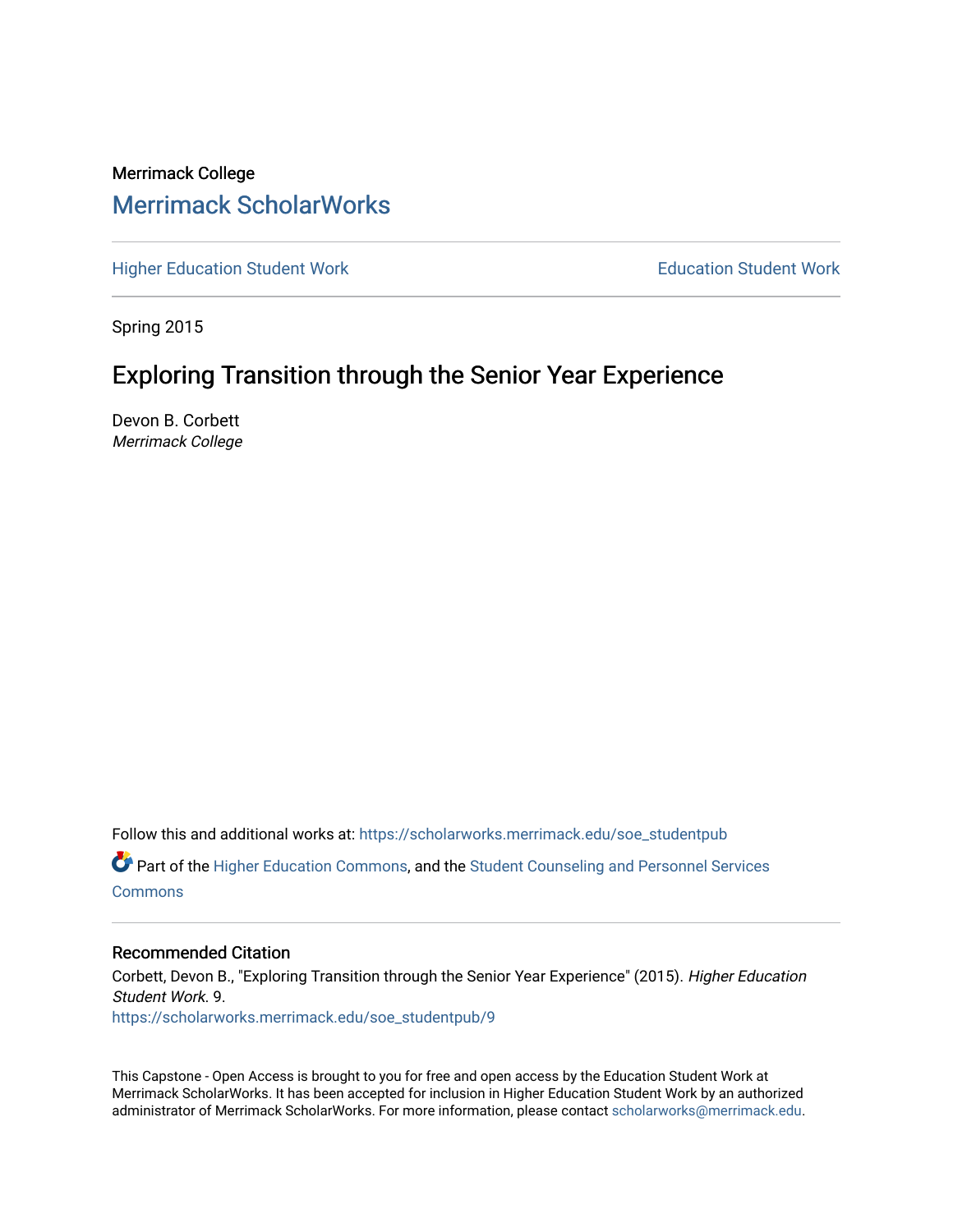Merrimack College

# Merrimack ScholarWorks

Higher Education Student Work | Education Student Work

Spring 2015

## Exploring Transition through the Senior Year Experience

Devon B. Corbett
*Merrimack College*

Follow this and additional works at: https://scholarworks.merrimack.edu/soe_studentpub

Part of the Higher Education Commons, and the Student Counseling and Personnel Services Commons

### Recommended Citation

Corbett, Devon B., "Exploring Transition through the Senior Year Experience" (2015). *Higher Education Student Work*. 9.
https://scholarworks.merrimack.edu/soe_studentpub/9

This Capstone - Open Access is brought to you for free and open access by the Education Student Work at Merrimack ScholarWorks. It has been accepted for inclusion in Higher Education Student Work by an authorized administrator of Merrimack ScholarWorks. For more information, please contact scholarworks@merrimack.edu.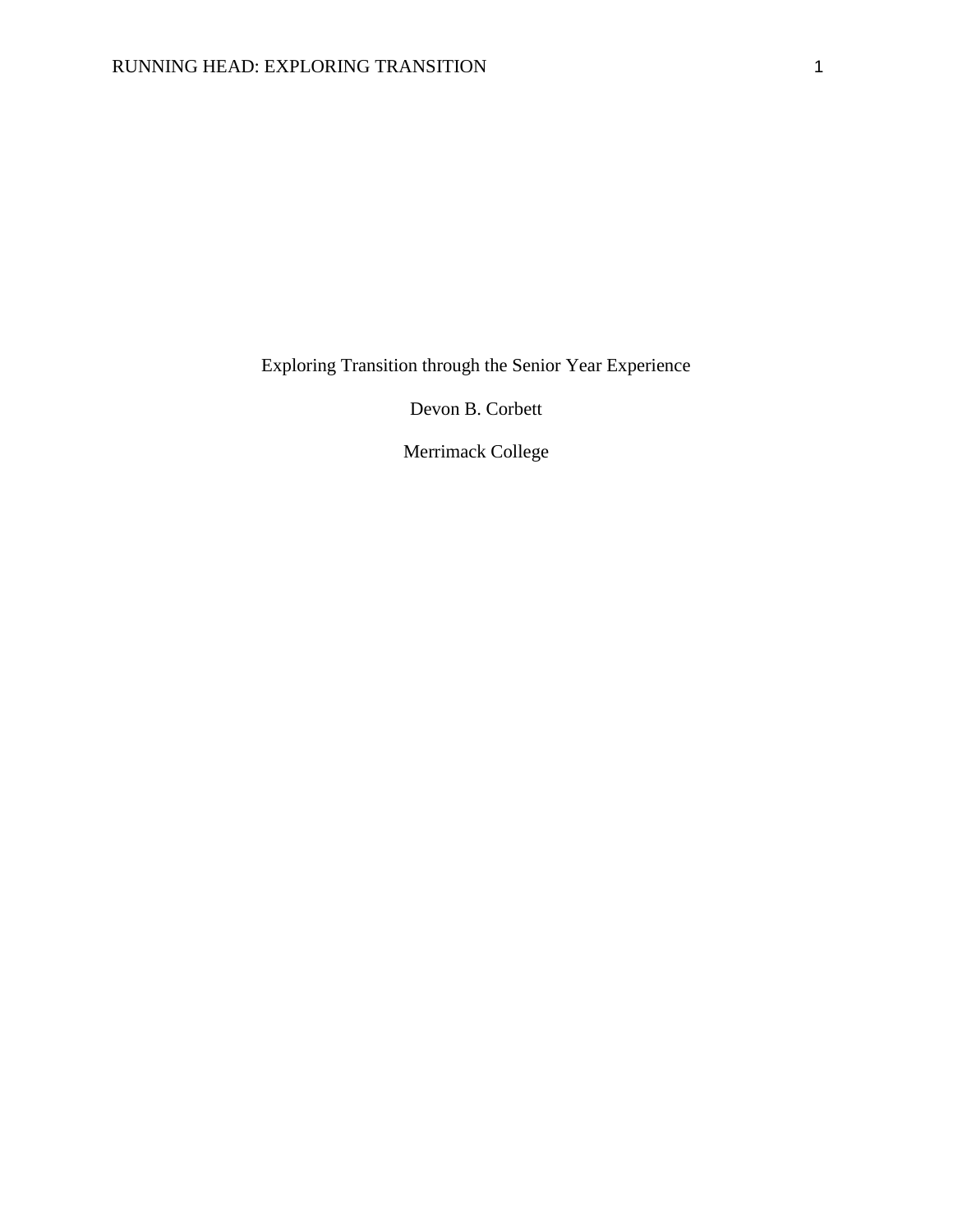Exploring Transition through the Senior Year Experience

Devon B. Corbett

Merrimack College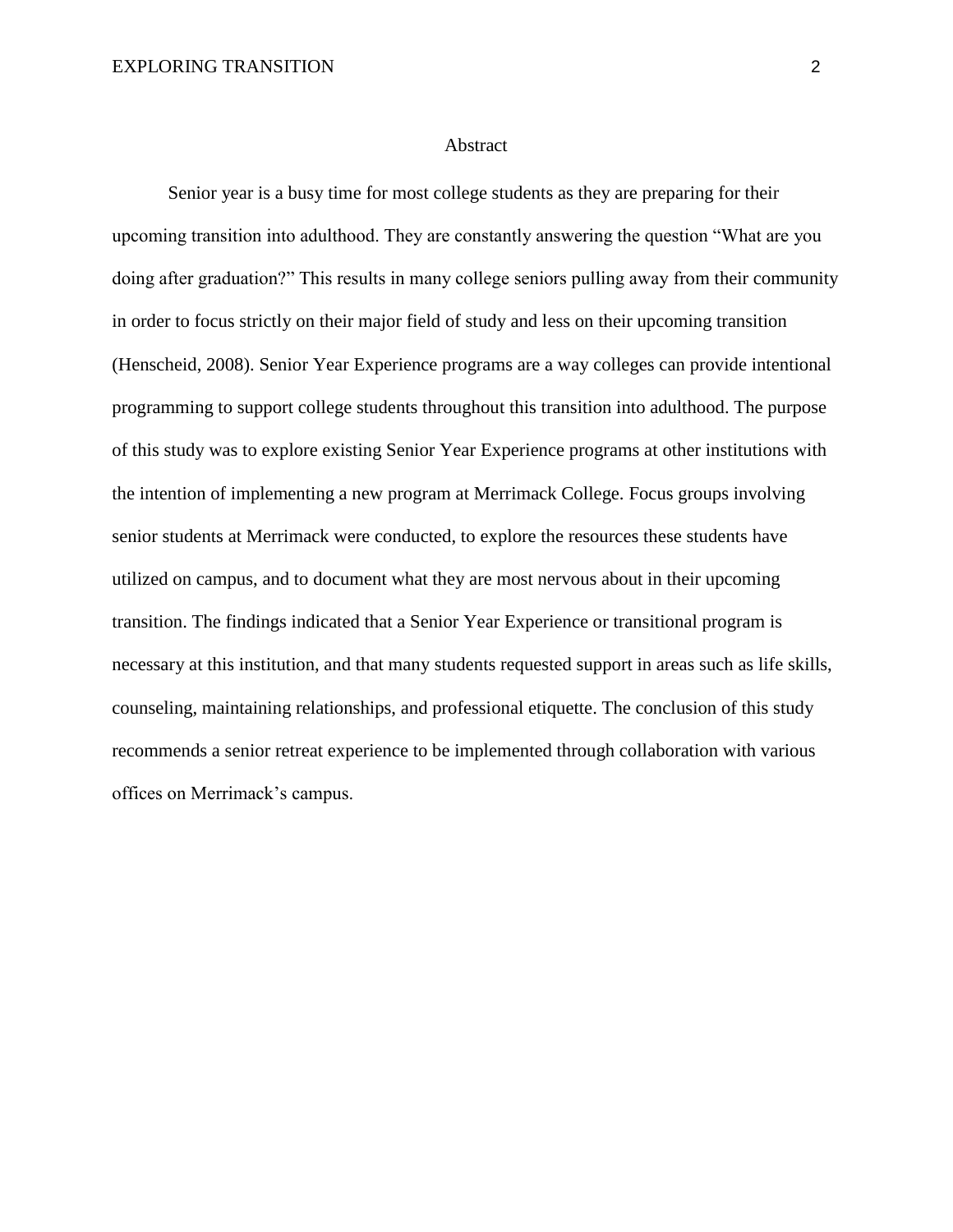# Abstract

Senior year is a busy time for most college students as they are preparing for their upcoming transition into adulthood. They are constantly answering the question "What are you doing after graduation?" This results in many college seniors pulling away from their community in order to focus strictly on their major field of study and less on their upcoming transition (Henscheid, 2008). Senior Year Experience programs are a way colleges can provide intentional programming to support college students throughout this transition into adulthood. The purpose of this study was to explore existing Senior Year Experience programs at other institutions with the intention of implementing a new program at Merrimack College. Focus groups involving senior students at Merrimack were conducted, to explore the resources these students have utilized on campus, and to document what they are most nervous about in their upcoming transition. The findings indicated that a Senior Year Experience or transitional program is necessary at this institution, and that many students requested support in areas such as life skills, counseling, maintaining relationships, and professional etiquette. The conclusion of this study recommends a senior retreat experience to be implemented through collaboration with various offices on Merrimack's campus.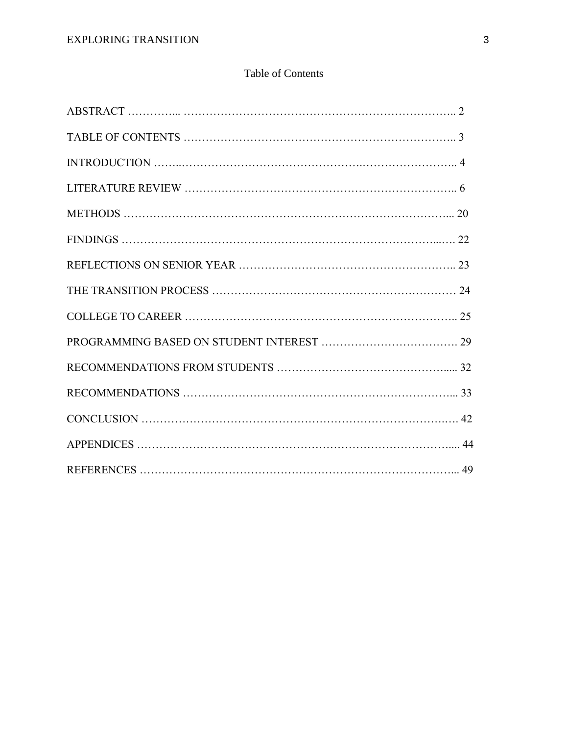# Table of Contents

ABSTRACT …………... ………………………………………….……….………….. 2

TABLE OF CONTENTS ……………………………………………………………….. 3

INTRODUCTION ……..……………………………………….…………………….. 4

LITERATURE REVIEW ……………………………………………………………….. 6

METHODS …………………………………………………………………………... 20

FINDINGS ……………………………………………………………………...…. 22

REFLECTIONS ON SENIOR YEAR ………………………………………………….. 23

THE TRANSITION PROCESS ………………………………………………………… 24

COLLEGE TO CAREER ……………………………………………………………….. 25

PROGRAMMING BASED ON STUDENT INTEREST ………………………………. 29

RECOMMENDATIONS FROM STUDENTS ……………………………………..... 32

RECOMMENDATIONS ………………………………………………………………... 33

CONCLUSION ……………………………………………………………………….…. 42

APPENDICES ……………………………………………………………………….... 44

REFERENCES …………………………………………………………………………... 49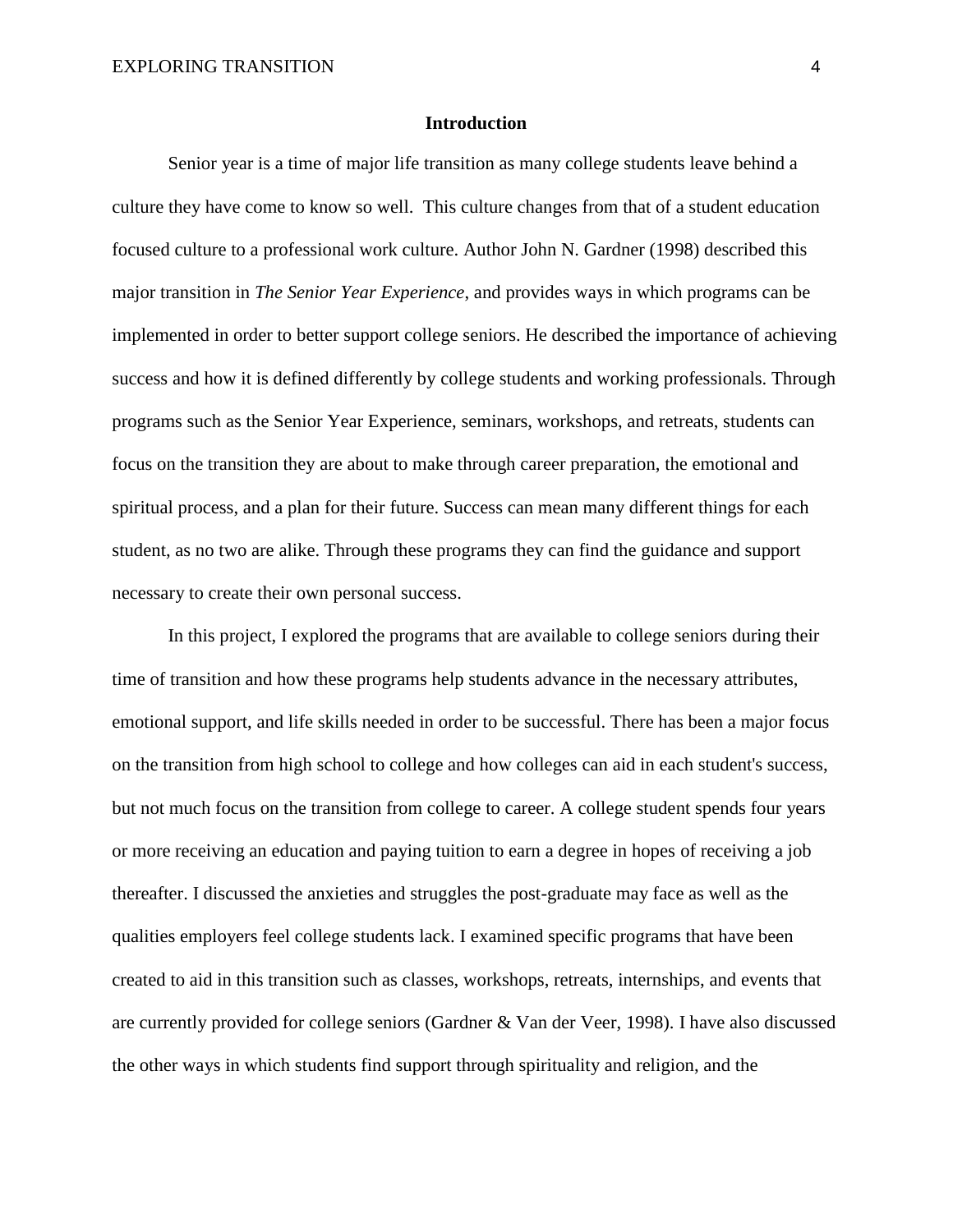## Introduction

Senior year is a time of major life transition as many college students leave behind a culture they have come to know so well.  This culture changes from that of a student education focused culture to a professional work culture. Author John N. Gardner (1998) described this major transition in *The Senior Year Experience*, and provides ways in which programs can be implemented in order to better support college seniors. He described the importance of achieving success and how it is defined differently by college students and working professionals. Through programs such as the Senior Year Experience, seminars, workshops, and retreats, students can focus on the transition they are about to make through career preparation, the emotional and spiritual process, and a plan for their future. Success can mean many different things for each student, as no two are alike. Through these programs they can find the guidance and support necessary to create their own personal success.

In this project, I explored the programs that are available to college seniors during their time of transition and how these programs help students advance in the necessary attributes, emotional support, and life skills needed in order to be successful. There has been a major focus on the transition from high school to college and how colleges can aid in each student's success, but not much focus on the transition from college to career. A college student spends four years or more receiving an education and paying tuition to earn a degree in hopes of receiving a job thereafter. I discussed the anxieties and struggles the post-graduate may face as well as the qualities employers feel college students lack. I examined specific programs that have been created to aid in this transition such as classes, workshops, retreats, internships, and events that are currently provided for college seniors (Gardner & Van der Veer, 1998). I have also discussed the other ways in which students find support through spirituality and religion, and the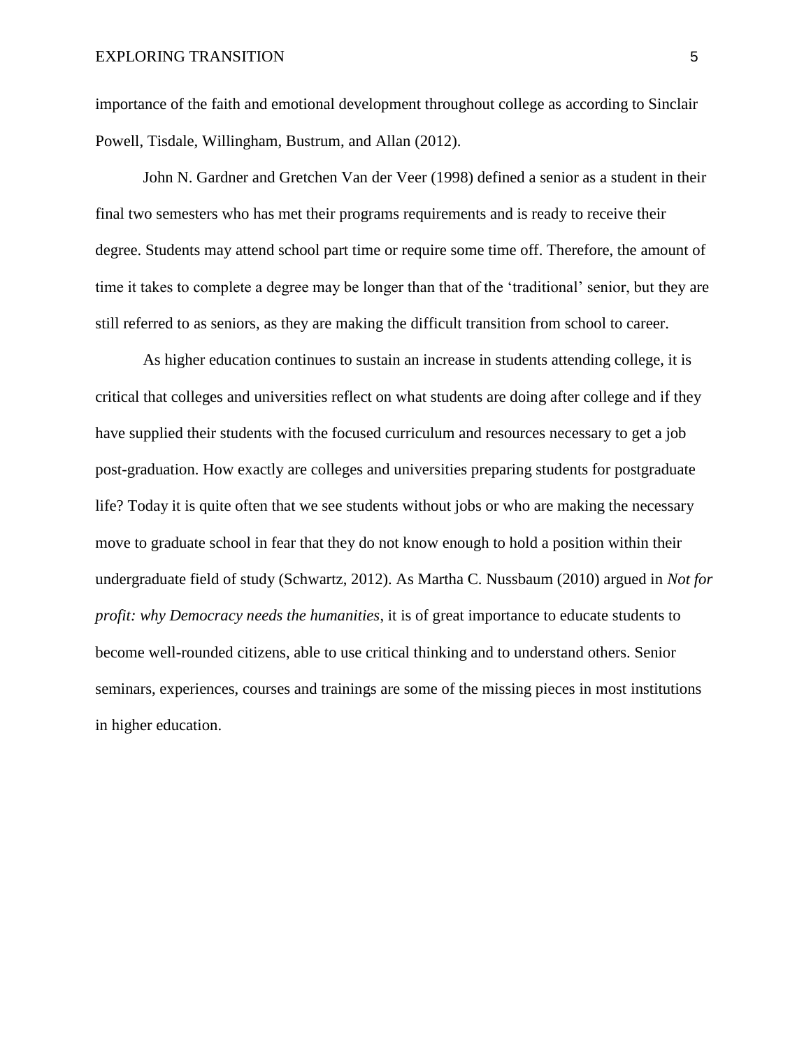importance of the faith and emotional development throughout college as according to Sinclair Powell, Tisdale, Willingham, Bustrum, and Allan (2012).

John N. Gardner and Gretchen Van der Veer (1998) defined a senior as a student in their final two semesters who has met their programs requirements and is ready to receive their degree. Students may attend school part time or require some time off. Therefore, the amount of time it takes to complete a degree may be longer than that of the 'traditional' senior, but they are still referred to as seniors, as they are making the difficult transition from school to career.

As higher education continues to sustain an increase in students attending college, it is critical that colleges and universities reflect on what students are doing after college and if they have supplied their students with the focused curriculum and resources necessary to get a job post-graduation. How exactly are colleges and universities preparing students for postgraduate life? Today it is quite often that we see students without jobs or who are making the necessary move to graduate school in fear that they do not know enough to hold a position within their undergraduate field of study (Schwartz, 2012). As Martha C. Nussbaum (2010) argued in *Not for profit: why Democracy needs the humanities*, it is of great importance to educate students to become well-rounded citizens, able to use critical thinking and to understand others. Senior seminars, experiences, courses and trainings are some of the missing pieces in most institutions in higher education.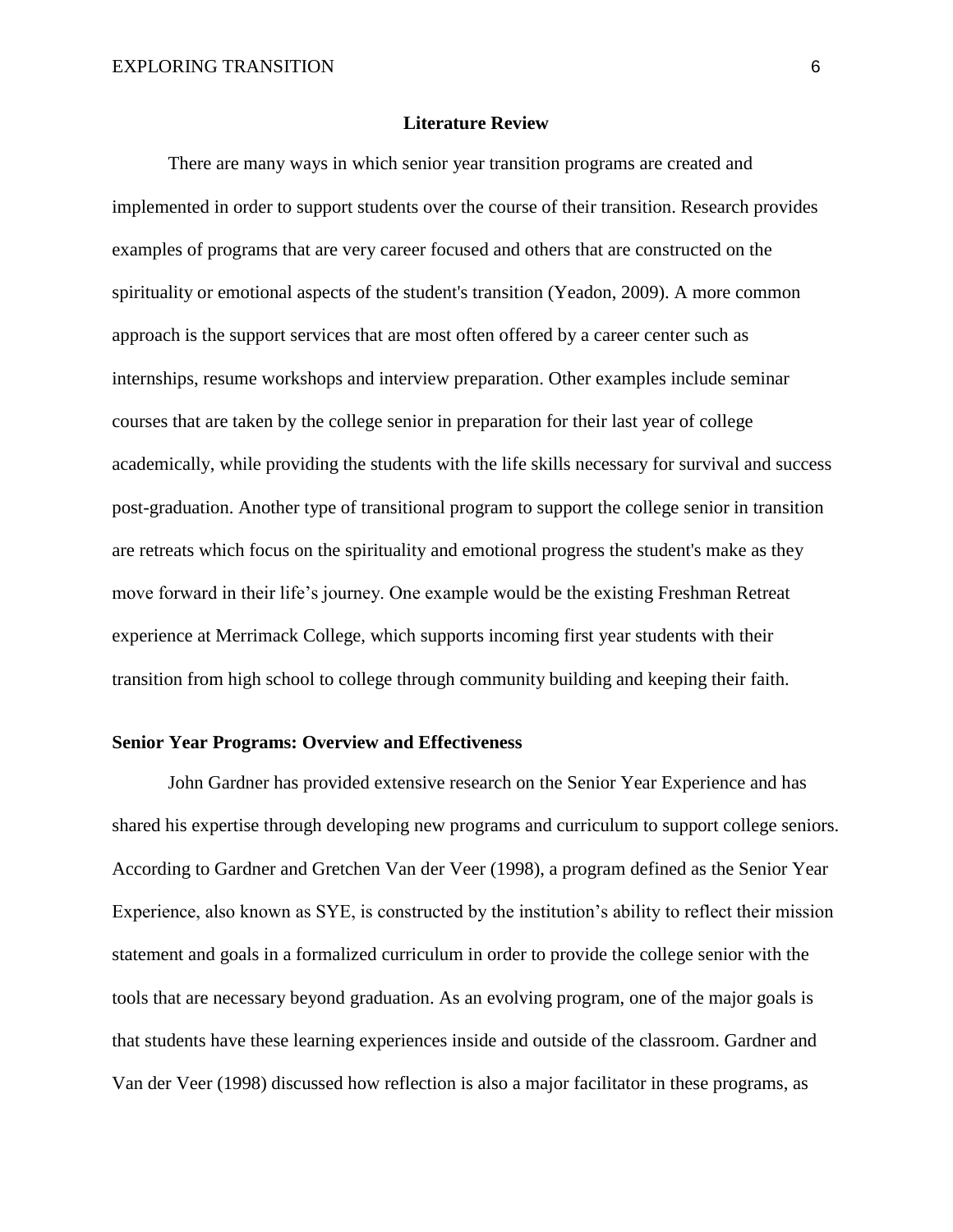## Literature Review

There are many ways in which senior year transition programs are created and implemented in order to support students over the course of their transition. Research provides examples of programs that are very career focused and others that are constructed on the spirituality or emotional aspects of the student's transition (Yeadon, 2009). A more common approach is the support services that are most often offered by a career center such as internships, resume workshops and interview preparation. Other examples include seminar courses that are taken by the college senior in preparation for their last year of college academically, while providing the students with the life skills necessary for survival and success post-graduation. Another type of transitional program to support the college senior in transition are retreats which focus on the spirituality and emotional progress the student's make as they move forward in their life's journey. One example would be the existing Freshman Retreat experience at Merrimack College, which supports incoming first year students with their transition from high school to college through community building and keeping their faith.

### Senior Year Programs: Overview and Effectiveness

John Gardner has provided extensive research on the Senior Year Experience and has shared his expertise through developing new programs and curriculum to support college seniors. According to Gardner and Gretchen Van der Veer (1998), a program defined as the Senior Year Experience, also known as SYE, is constructed by the institution's ability to reflect their mission statement and goals in a formalized curriculum in order to provide the college senior with the tools that are necessary beyond graduation. As an evolving program, one of the major goals is that students have these learning experiences inside and outside of the classroom. Gardner and Van der Veer (1998) discussed how reflection is also a major facilitator in these programs, as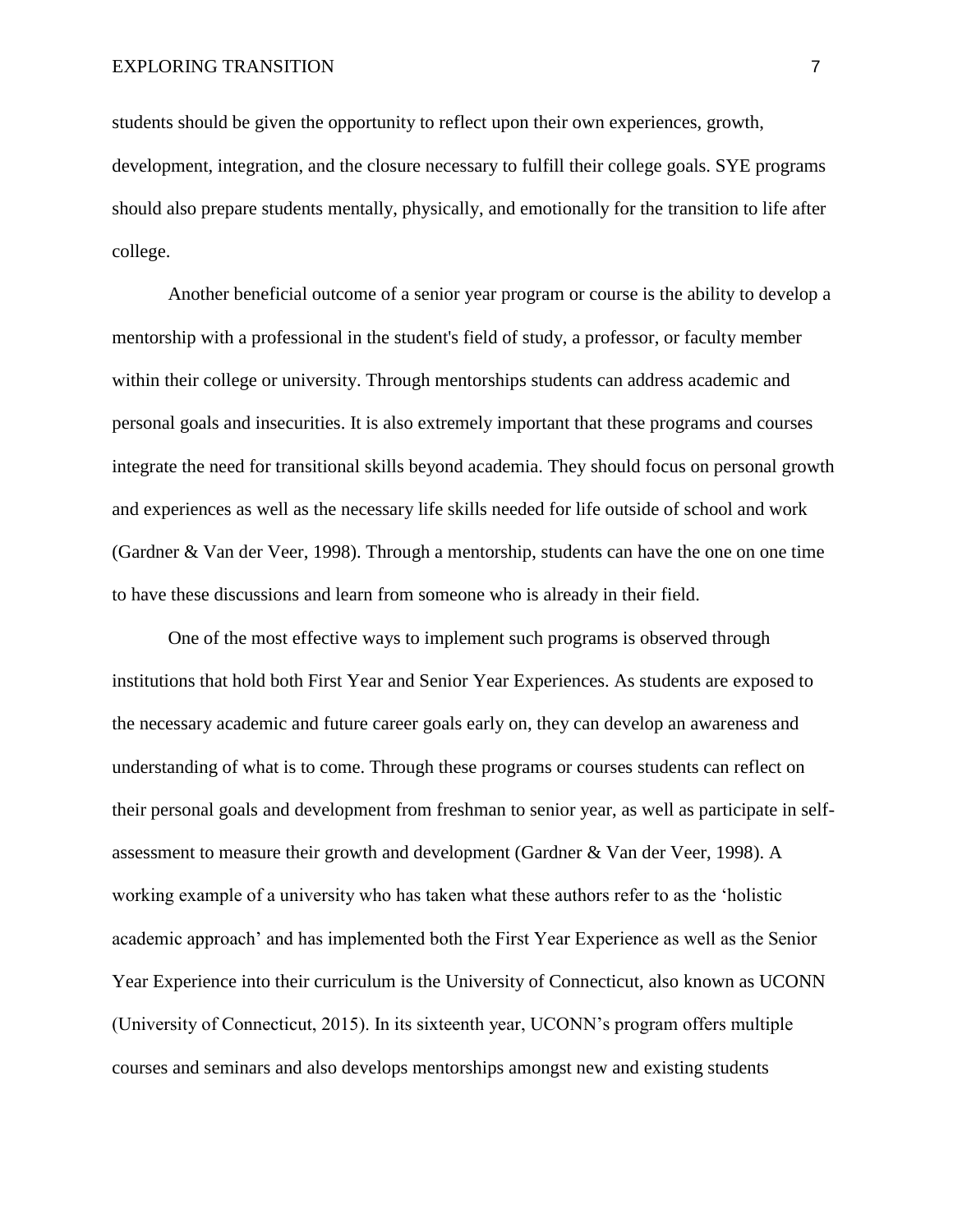students should be given the opportunity to reflect upon their own experiences, growth, development, integration, and the closure necessary to fulfill their college goals. SYE programs should also prepare students mentally, physically, and emotionally for the transition to life after college.

Another beneficial outcome of a senior year program or course is the ability to develop a mentorship with a professional in the student's field of study, a professor, or faculty member within their college or university. Through mentorships students can address academic and personal goals and insecurities. It is also extremely important that these programs and courses integrate the need for transitional skills beyond academia. They should focus on personal growth and experiences as well as the necessary life skills needed for life outside of school and work (Gardner & Van der Veer, 1998). Through a mentorship, students can have the one on one time to have these discussions and learn from someone who is already in their field.

One of the most effective ways to implement such programs is observed through institutions that hold both First Year and Senior Year Experiences. As students are exposed to the necessary academic and future career goals early on, they can develop an awareness and understanding of what is to come. Through these programs or courses students can reflect on their personal goals and development from freshman to senior year, as well as participate in self-assessment to measure their growth and development (Gardner & Van der Veer, 1998). A working example of a university who has taken what these authors refer to as the 'holistic academic approach' and has implemented both the First Year Experience as well as the Senior Year Experience into their curriculum is the University of Connecticut, also known as UCONN (University of Connecticut, 2015). In its sixteenth year, UCONN's program offers multiple courses and seminars and also develops mentorships amongst new and existing students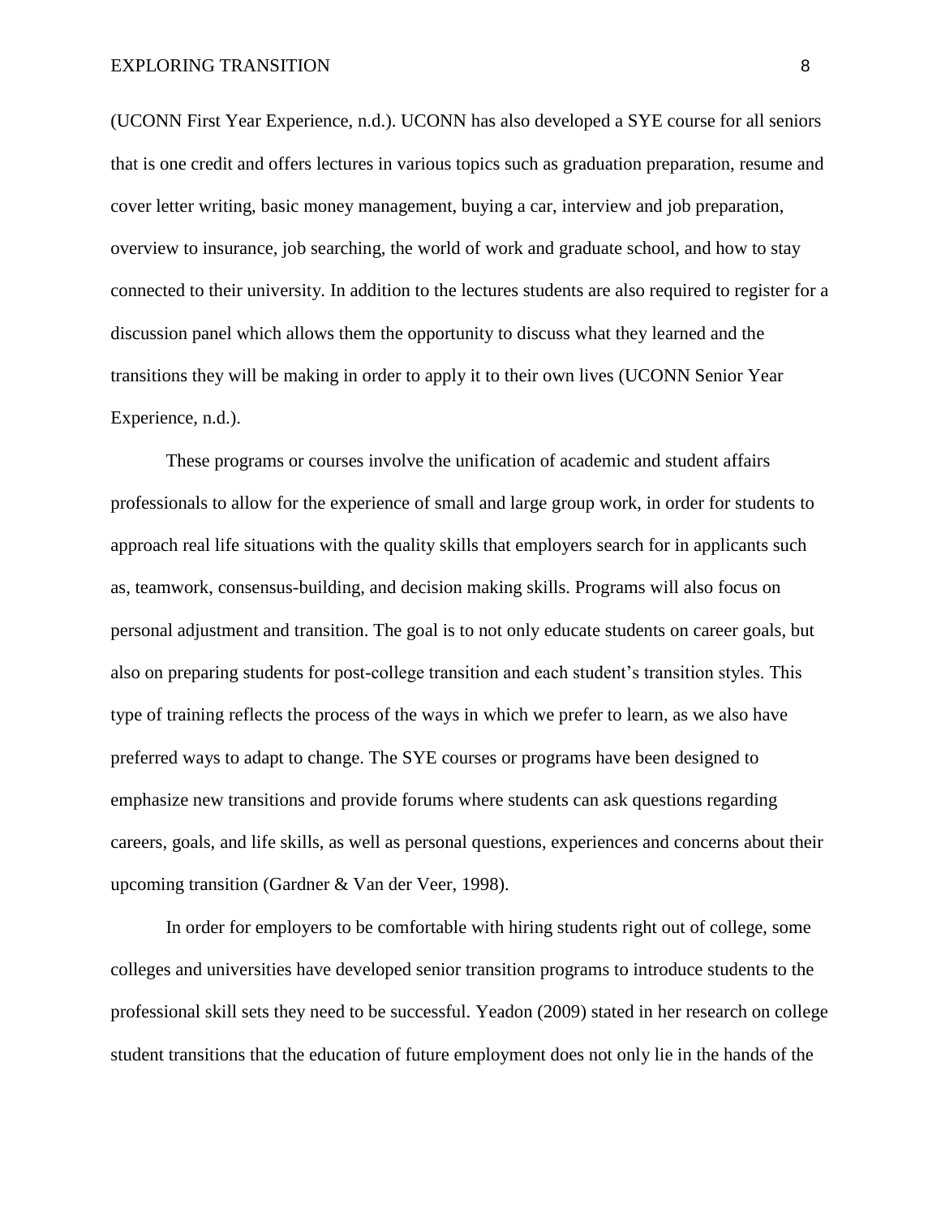(UCONN First Year Experience, n.d.). UCONN has also developed a SYE course for all seniors that is one credit and offers lectures in various topics such as graduation preparation, resume and cover letter writing, basic money management, buying a car, interview and job preparation, overview to insurance, job searching, the world of work and graduate school, and how to stay connected to their university. In addition to the lectures students are also required to register for a discussion panel which allows them the opportunity to discuss what they learned and the transitions they will be making in order to apply it to their own lives (UCONN Senior Year Experience, n.d.).

These programs or courses involve the unification of academic and student affairs professionals to allow for the experience of small and large group work, in order for students to approach real life situations with the quality skills that employers search for in applicants such as, teamwork, consensus-building, and decision making skills. Programs will also focus on personal adjustment and transition. The goal is to not only educate students on career goals, but also on preparing students for post-college transition and each student's transition styles. This type of training reflects the process of the ways in which we prefer to learn, as we also have preferred ways to adapt to change. The SYE courses or programs have been designed to emphasize new transitions and provide forums where students can ask questions regarding careers, goals, and life skills, as well as personal questions, experiences and concerns about their upcoming transition (Gardner & Van der Veer, 1998).

In order for employers to be comfortable with hiring students right out of college, some colleges and universities have developed senior transition programs to introduce students to the professional skill sets they need to be successful. Yeadon (2009) stated in her research on college student transitions that the education of future employment does not only lie in the hands of the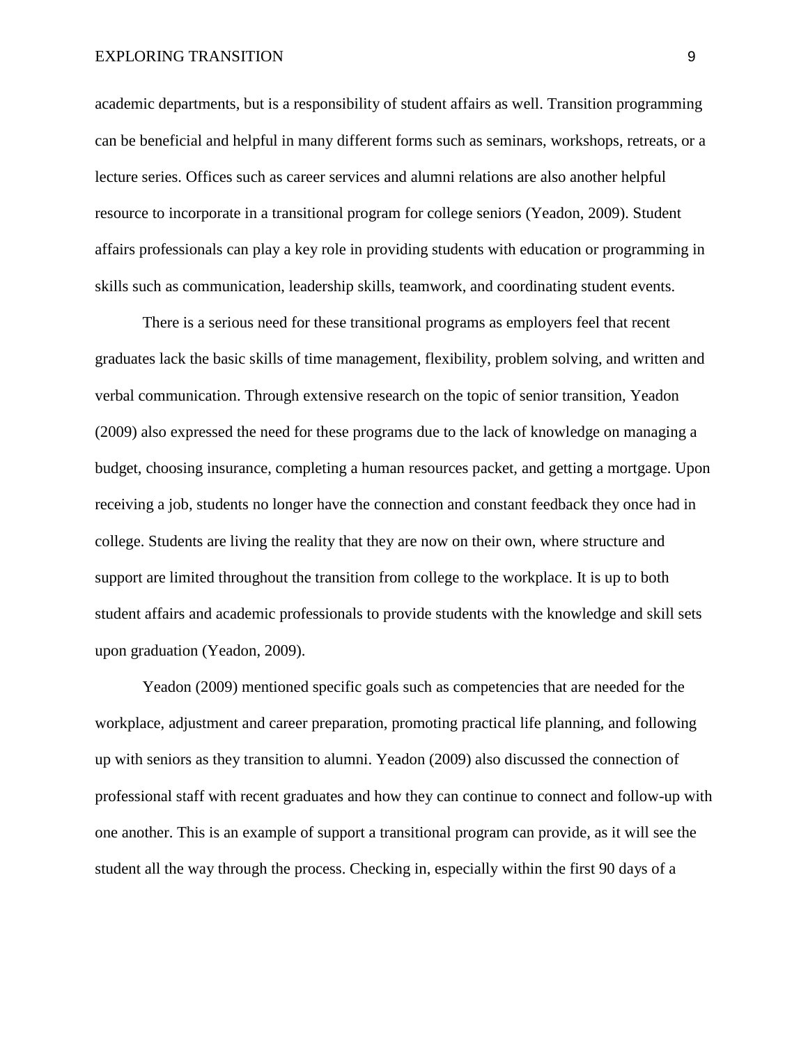academic departments, but is a responsibility of student affairs as well. Transition programming can be beneficial and helpful in many different forms such as seminars, workshops, retreats, or a lecture series. Offices such as career services and alumni relations are also another helpful resource to incorporate in a transitional program for college seniors (Yeadon, 2009). Student affairs professionals can play a key role in providing students with education or programming in skills such as communication, leadership skills, teamwork, and coordinating student events.

There is a serious need for these transitional programs as employers feel that recent graduates lack the basic skills of time management, flexibility, problem solving, and written and verbal communication. Through extensive research on the topic of senior transition, Yeadon (2009) also expressed the need for these programs due to the lack of knowledge on managing a budget, choosing insurance, completing a human resources packet, and getting a mortgage. Upon receiving a job, students no longer have the connection and constant feedback they once had in college. Students are living the reality that they are now on their own, where structure and support are limited throughout the transition from college to the workplace. It is up to both student affairs and academic professionals to provide students with the knowledge and skill sets upon graduation (Yeadon, 2009).

Yeadon (2009) mentioned specific goals such as competencies that are needed for the workplace, adjustment and career preparation, promoting practical life planning, and following up with seniors as they transition to alumni. Yeadon (2009) also discussed the connection of professional staff with recent graduates and how they can continue to connect and follow-up with one another. This is an example of support a transitional program can provide, as it will see the student all the way through the process. Checking in, especially within the first 90 days of a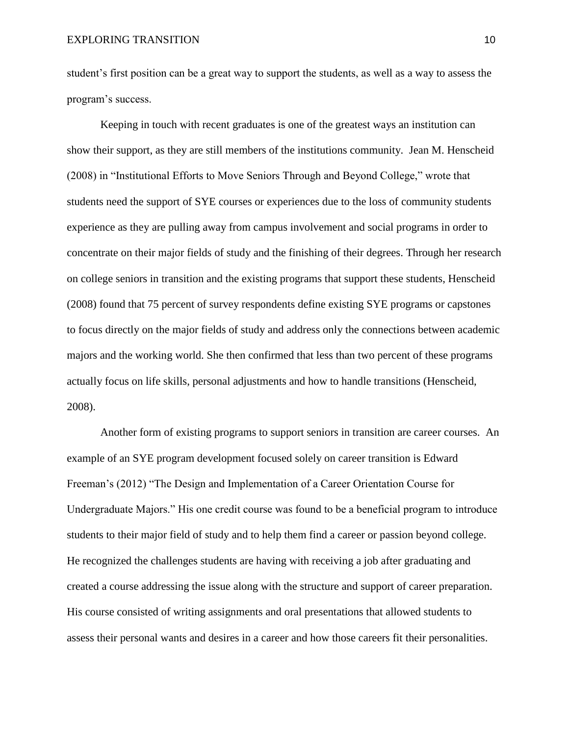student's first position can be a great way to support the students, as well as a way to assess the program's success.

Keeping in touch with recent graduates is one of the greatest ways an institution can show their support, as they are still members of the institutions community. Jean M. Henscheid (2008) in "Institutional Efforts to Move Seniors Through and Beyond College," wrote that students need the support of SYE courses or experiences due to the loss of community students experience as they are pulling away from campus involvement and social programs in order to concentrate on their major fields of study and the finishing of their degrees. Through her research on college seniors in transition and the existing programs that support these students, Henscheid (2008) found that 75 percent of survey respondents define existing SYE programs or capstones to focus directly on the major fields of study and address only the connections between academic majors and the working world. She then confirmed that less than two percent of these programs actually focus on life skills, personal adjustments and how to handle transitions (Henscheid, 2008).

Another form of existing programs to support seniors in transition are career courses. An example of an SYE program development focused solely on career transition is Edward Freeman's (2012) "The Design and Implementation of a Career Orientation Course for Undergraduate Majors." His one credit course was found to be a beneficial program to introduce students to their major field of study and to help them find a career or passion beyond college. He recognized the challenges students are having with receiving a job after graduating and created a course addressing the issue along with the structure and support of career preparation. His course consisted of writing assignments and oral presentations that allowed students to assess their personal wants and desires in a career and how those careers fit their personalities.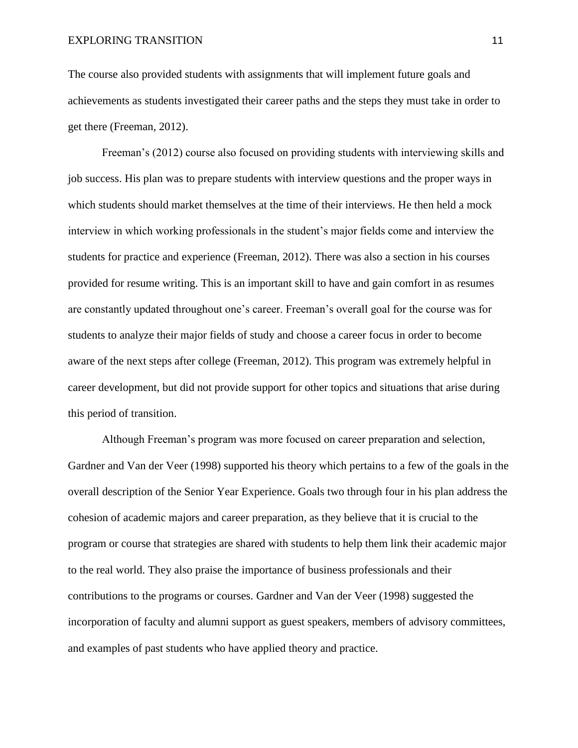The course also provided students with assignments that will implement future goals and achievements as students investigated their career paths and the steps they must take in order to get there (Freeman, 2012).

Freeman's (2012) course also focused on providing students with interviewing skills and job success. His plan was to prepare students with interview questions and the proper ways in which students should market themselves at the time of their interviews. He then held a mock interview in which working professionals in the student's major fields come and interview the students for practice and experience (Freeman, 2012). There was also a section in his courses provided for resume writing. This is an important skill to have and gain comfort in as resumes are constantly updated throughout one's career. Freeman's overall goal for the course was for students to analyze their major fields of study and choose a career focus in order to become aware of the next steps after college (Freeman, 2012). This program was extremely helpful in career development, but did not provide support for other topics and situations that arise during this period of transition.

Although Freeman's program was more focused on career preparation and selection, Gardner and Van der Veer (1998) supported his theory which pertains to a few of the goals in the overall description of the Senior Year Experience. Goals two through four in his plan address the cohesion of academic majors and career preparation, as they believe that it is crucial to the program or course that strategies are shared with students to help them link their academic major to the real world. They also praise the importance of business professionals and their contributions to the programs or courses. Gardner and Van der Veer (1998) suggested the incorporation of faculty and alumni support as guest speakers, members of advisory committees, and examples of past students who have applied theory and practice.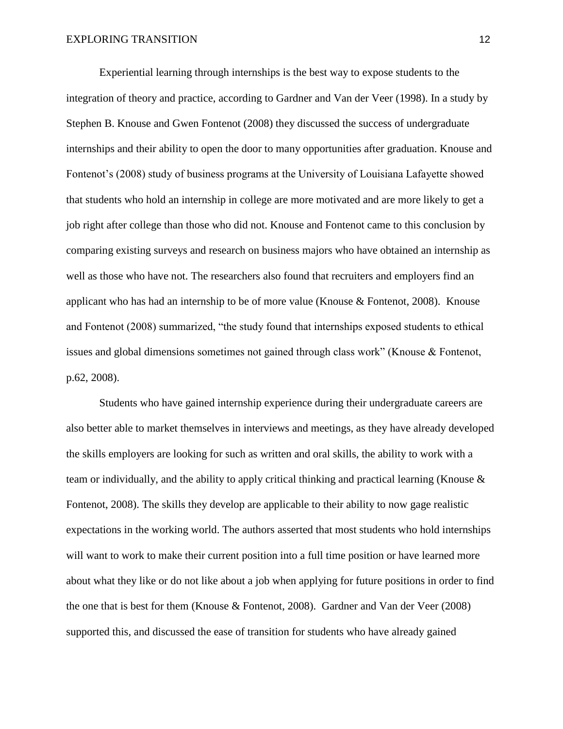Experiential learning through internships is the best way to expose students to the integration of theory and practice, according to Gardner and Van der Veer (1998). In a study by Stephen B. Knouse and Gwen Fontenot (2008) they discussed the success of undergraduate internships and their ability to open the door to many opportunities after graduation. Knouse and Fontenot's (2008) study of business programs at the University of Louisiana Lafayette showed that students who hold an internship in college are more motivated and are more likely to get a job right after college than those who did not. Knouse and Fontenot came to this conclusion by comparing existing surveys and research on business majors who have obtained an internship as well as those who have not. The researchers also found that recruiters and employers find an applicant who has had an internship to be of more value (Knouse & Fontenot, 2008). Knouse and Fontenot (2008) summarized, "the study found that internships exposed students to ethical issues and global dimensions sometimes not gained through class work" (Knouse & Fontenot, p.62, 2008).

Students who have gained internship experience during their undergraduate careers are also better able to market themselves in interviews and meetings, as they have already developed the skills employers are looking for such as written and oral skills, the ability to work with a team or individually, and the ability to apply critical thinking and practical learning (Knouse & Fontenot, 2008). The skills they develop are applicable to their ability to now gage realistic expectations in the working world. The authors asserted that most students who hold internships will want to work to make their current position into a full time position or have learned more about what they like or do not like about a job when applying for future positions in order to find the one that is best for them (Knouse & Fontenot, 2008). Gardner and Van der Veer (2008) supported this, and discussed the ease of transition for students who have already gained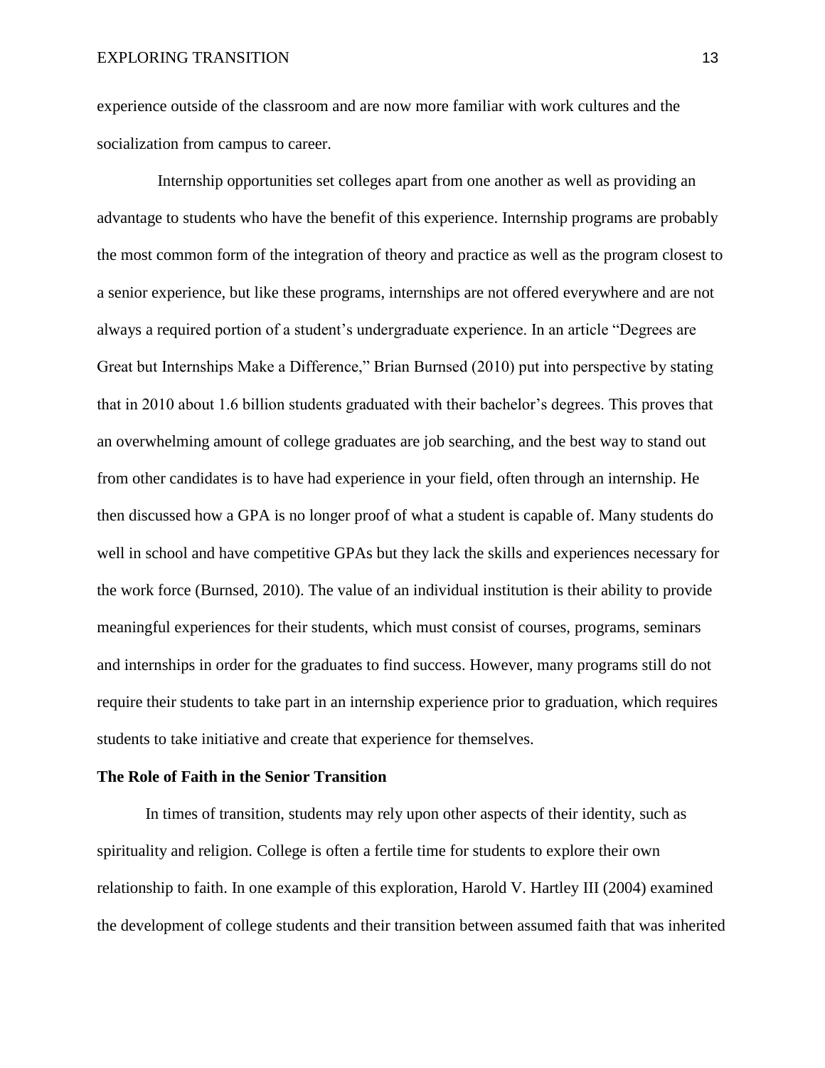experience outside of the classroom and are now more familiar with work cultures and the socialization from campus to career.

Internship opportunities set colleges apart from one another as well as providing an advantage to students who have the benefit of this experience. Internship programs are probably the most common form of the integration of theory and practice as well as the program closest to a senior experience, but like these programs, internships are not offered everywhere and are not always a required portion of a student's undergraduate experience. In an article "Degrees are Great but Internships Make a Difference," Brian Burnsed (2010) put into perspective by stating that in 2010 about 1.6 billion students graduated with their bachelor's degrees. This proves that an overwhelming amount of college graduates are job searching, and the best way to stand out from other candidates is to have had experience in your field, often through an internship. He then discussed how a GPA is no longer proof of what a student is capable of. Many students do well in school and have competitive GPAs but they lack the skills and experiences necessary for the work force (Burnsed, 2010). The value of an individual institution is their ability to provide meaningful experiences for their students, which must consist of courses, programs, seminars and internships in order for the graduates to find success. However, many programs still do not require their students to take part in an internship experience prior to graduation, which requires students to take initiative and create that experience for themselves.

**The Role of Faith in the Senior Transition**

In times of transition, students may rely upon other aspects of their identity, such as spirituality and religion. College is often a fertile time for students to explore their own relationship to faith. In one example of this exploration, Harold V. Hartley III (2004) examined the development of college students and their transition between assumed faith that was inherited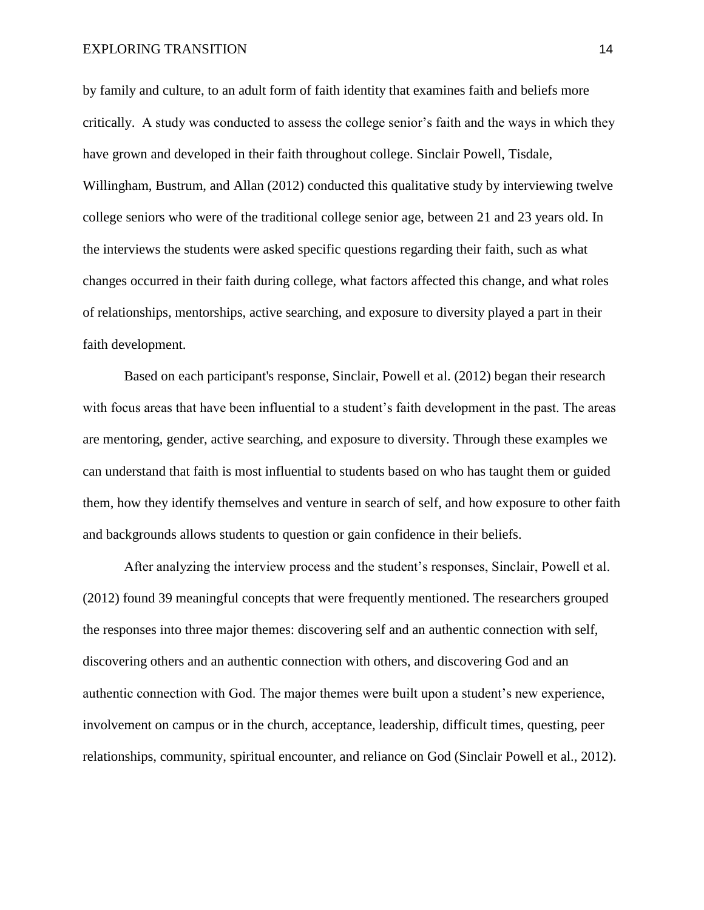by family and culture, to an adult form of faith identity that examines faith and beliefs more critically. A study was conducted to assess the college senior's faith and the ways in which they have grown and developed in their faith throughout college. Sinclair Powell, Tisdale, Willingham, Bustrum, and Allan (2012) conducted this qualitative study by interviewing twelve college seniors who were of the traditional college senior age, between 21 and 23 years old. In the interviews the students were asked specific questions regarding their faith, such as what changes occurred in their faith during college, what factors affected this change, and what roles of relationships, mentorships, active searching, and exposure to diversity played a part in their faith development.

Based on each participant's response, Sinclair, Powell et al. (2012) began their research with focus areas that have been influential to a student's faith development in the past. The areas are mentoring, gender, active searching, and exposure to diversity. Through these examples we can understand that faith is most influential to students based on who has taught them or guided them, how they identify themselves and venture in search of self, and how exposure to other faith and backgrounds allows students to question or gain confidence in their beliefs.

After analyzing the interview process and the student's responses, Sinclair, Powell et al. (2012) found 39 meaningful concepts that were frequently mentioned. The researchers grouped the responses into three major themes: discovering self and an authentic connection with self, discovering others and an authentic connection with others, and discovering God and an authentic connection with God. The major themes were built upon a student's new experience, involvement on campus or in the church, acceptance, leadership, difficult times, questing, peer relationships, community, spiritual encounter, and reliance on God (Sinclair Powell et al., 2012).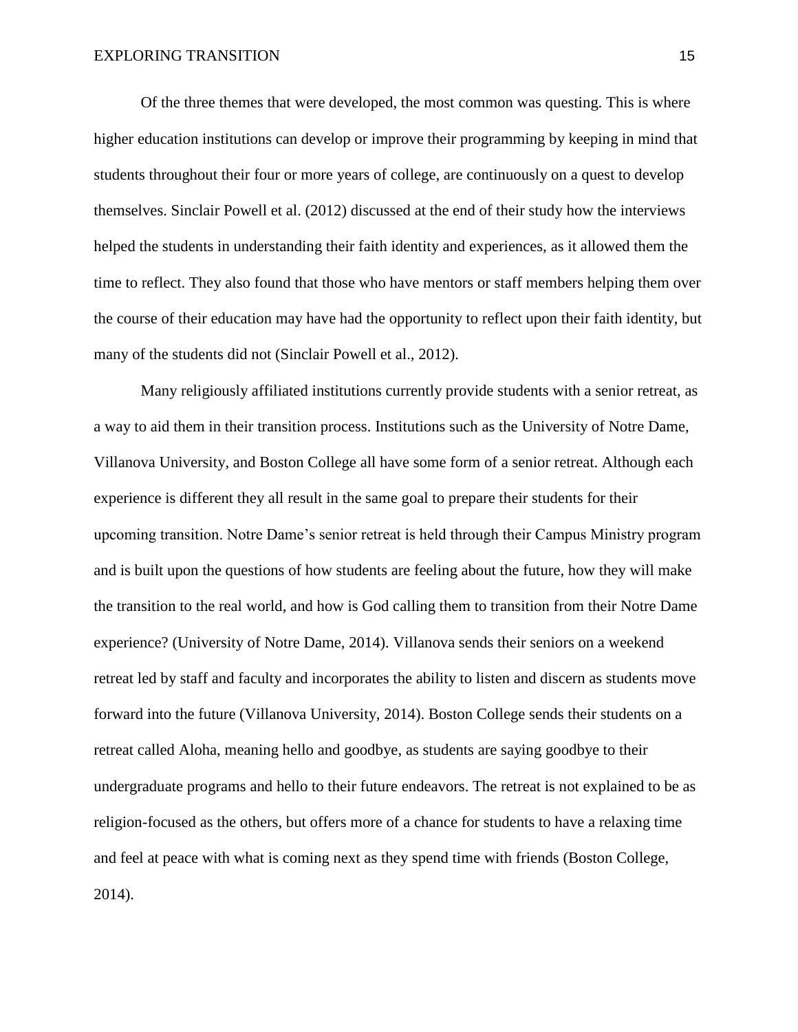Of the three themes that were developed, the most common was questing. This is where higher education institutions can develop or improve their programming by keeping in mind that students throughout their four or more years of college, are continuously on a quest to develop themselves. Sinclair Powell et al. (2012) discussed at the end of their study how the interviews helped the students in understanding their faith identity and experiences, as it allowed them the time to reflect. They also found that those who have mentors or staff members helping them over the course of their education may have had the opportunity to reflect upon their faith identity, but many of the students did not (Sinclair Powell et al., 2012).

Many religiously affiliated institutions currently provide students with a senior retreat, as a way to aid them in their transition process. Institutions such as the University of Notre Dame, Villanova University, and Boston College all have some form of a senior retreat. Although each experience is different they all result in the same goal to prepare their students for their upcoming transition. Notre Dame's senior retreat is held through their Campus Ministry program and is built upon the questions of how students are feeling about the future, how they will make the transition to the real world, and how is God calling them to transition from their Notre Dame experience? (University of Notre Dame, 2014). Villanova sends their seniors on a weekend retreat led by staff and faculty and incorporates the ability to listen and discern as students move forward into the future (Villanova University, 2014). Boston College sends their students on a retreat called Aloha, meaning hello and goodbye, as students are saying goodbye to their undergraduate programs and hello to their future endeavors. The retreat is not explained to be as religion-focused as the others, but offers more of a chance for students to have a relaxing time and feel at peace with what is coming next as they spend time with friends (Boston College, 2014).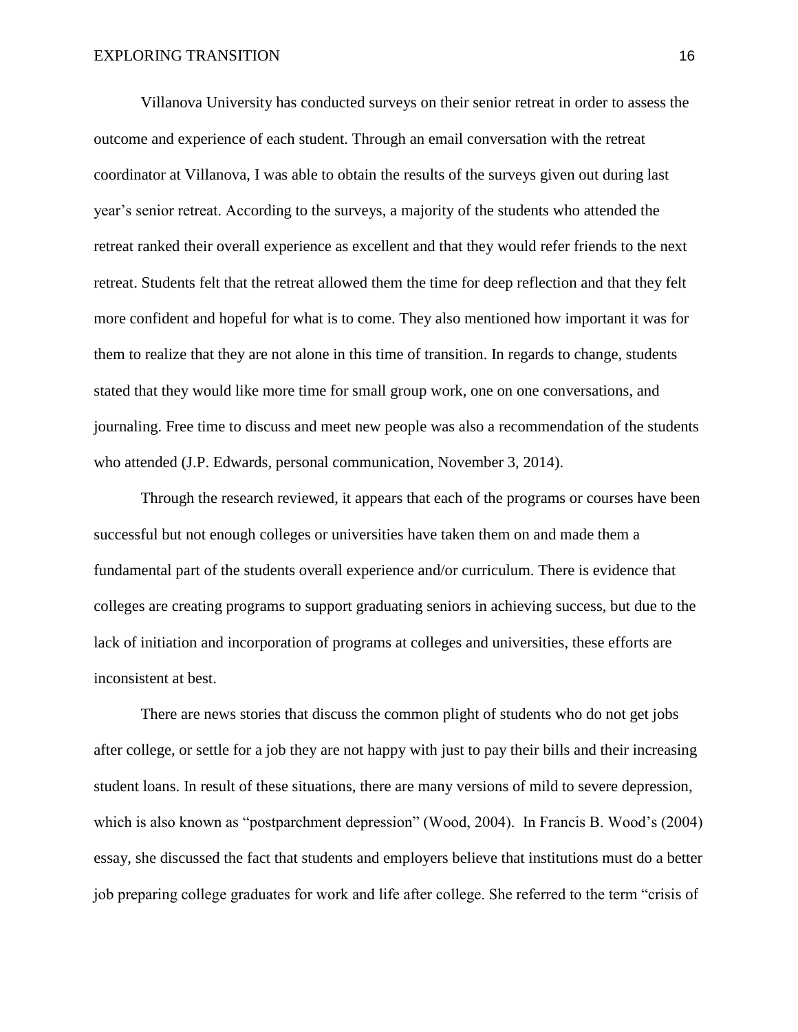Villanova University has conducted surveys on their senior retreat in order to assess the outcome and experience of each student. Through an email conversation with the retreat coordinator at Villanova, I was able to obtain the results of the surveys given out during last year's senior retreat. According to the surveys, a majority of the students who attended the retreat ranked their overall experience as excellent and that they would refer friends to the next retreat. Students felt that the retreat allowed them the time for deep reflection and that they felt more confident and hopeful for what is to come. They also mentioned how important it was for them to realize that they are not alone in this time of transition. In regards to change, students stated that they would like more time for small group work, one on one conversations, and journaling. Free time to discuss and meet new people was also a recommendation of the students who attended (J.P. Edwards, personal communication, November 3, 2014).

Through the research reviewed, it appears that each of the programs or courses have been successful but not enough colleges or universities have taken them on and made them a fundamental part of the students overall experience and/or curriculum. There is evidence that colleges are creating programs to support graduating seniors in achieving success, but due to the lack of initiation and incorporation of programs at colleges and universities, these efforts are inconsistent at best.

There are news stories that discuss the common plight of students who do not get jobs after college, or settle for a job they are not happy with just to pay their bills and their increasing student loans. In result of these situations, there are many versions of mild to severe depression, which is also known as "postparchment depression" (Wood, 2004). In Francis B. Wood's (2004) essay, she discussed the fact that students and employers believe that institutions must do a better job preparing college graduates for work and life after college. She referred to the term "crisis of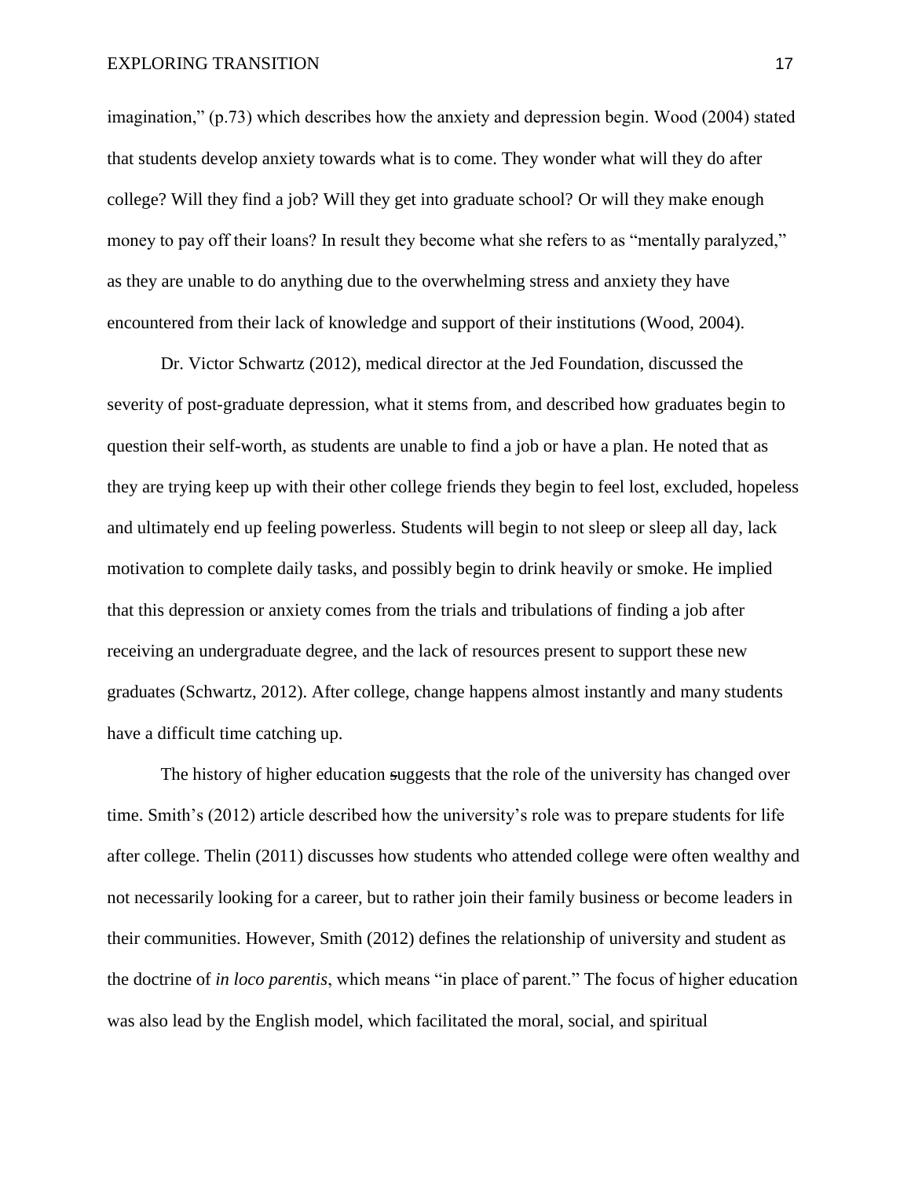imagination," (p.73) which describes how the anxiety and depression begin. Wood (2004) stated that students develop anxiety towards what is to come. They wonder what will they do after college? Will they find a job? Will they get into graduate school? Or will they make enough money to pay off their loans? In result they become what she refers to as "mentally paralyzed," as they are unable to do anything due to the overwhelming stress and anxiety they have encountered from their lack of knowledge and support of their institutions (Wood, 2004).

Dr. Victor Schwartz (2012), medical director at the Jed Foundation, discussed the severity of post-graduate depression, what it stems from, and described how graduates begin to question their self-worth, as students are unable to find a job or have a plan. He noted that as they are trying keep up with their other college friends they begin to feel lost, excluded, hopeless and ultimately end up feeling powerless. Students will begin to not sleep or sleep all day, lack motivation to complete daily tasks, and possibly begin to drink heavily or smoke. He implied that this depression or anxiety comes from the trials and tribulations of finding a job after receiving an undergraduate degree, and the lack of resources present to support these new graduates (Schwartz, 2012). After college, change happens almost instantly and many students have a difficult time catching up.

The history of higher education suggests that the role of the university has changed over time. Smith's (2012) article described how the university's role was to prepare students for life after college. Thelin (2011) discusses how students who attended college were often wealthy and not necessarily looking for a career, but to rather join their family business or become leaders in their communities. However, Smith (2012) defines the relationship of university and student as the doctrine of *in loco parentis*, which means "in place of parent." The focus of higher education was also lead by the English model, which facilitated the moral, social, and spiritual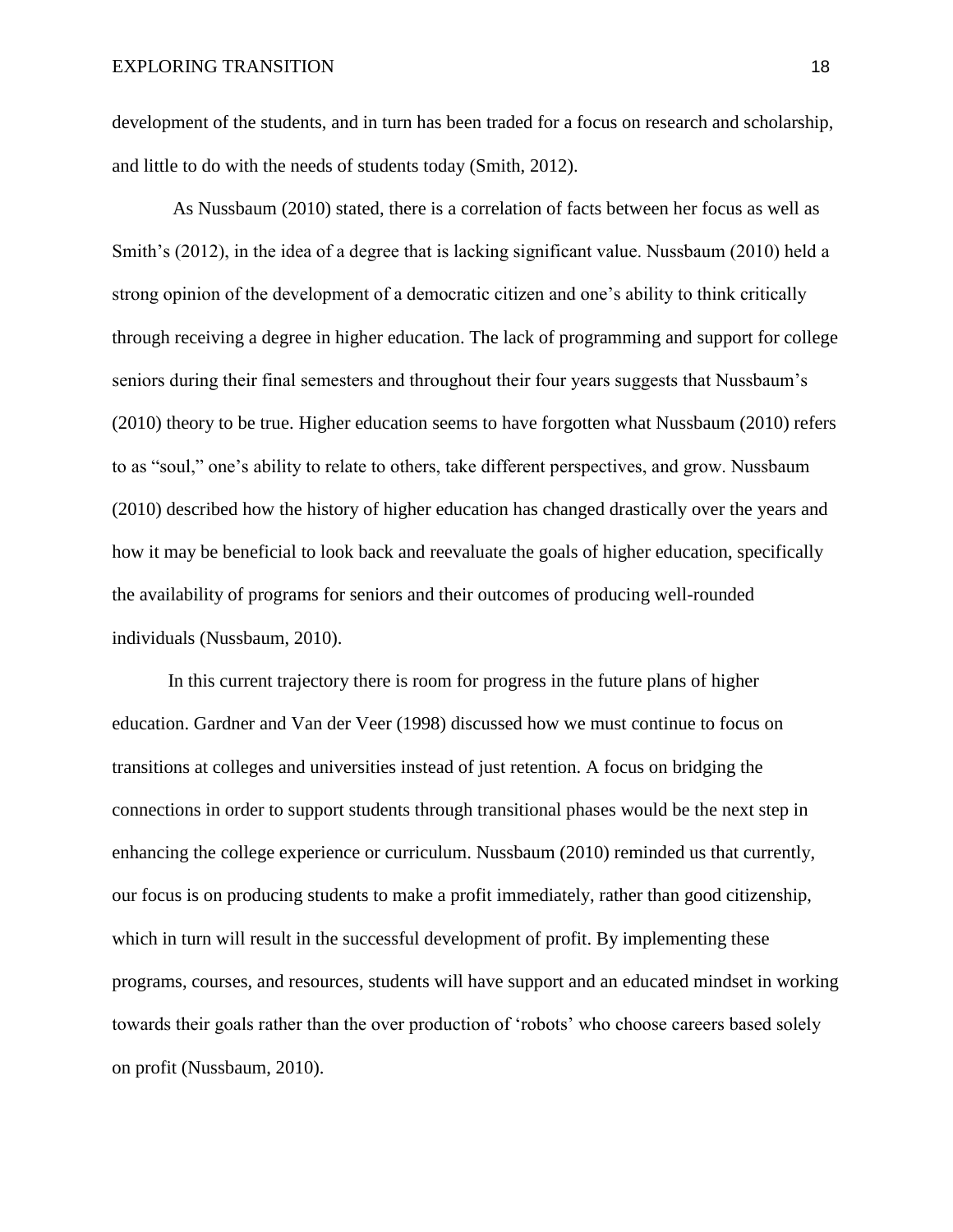development of the students, and in turn has been traded for a focus on research and scholarship, and little to do with the needs of students today (Smith, 2012).

As Nussbaum (2010) stated, there is a correlation of facts between her focus as well as Smith's (2012), in the idea of a degree that is lacking significant value. Nussbaum (2010) held a strong opinion of the development of a democratic citizen and one's ability to think critically through receiving a degree in higher education. The lack of programming and support for college seniors during their final semesters and throughout their four years suggests that Nussbaum's (2010) theory to be true. Higher education seems to have forgotten what Nussbaum (2010) refers to as "soul," one's ability to relate to others, take different perspectives, and grow. Nussbaum (2010) described how the history of higher education has changed drastically over the years and how it may be beneficial to look back and reevaluate the goals of higher education, specifically the availability of programs for seniors and their outcomes of producing well-rounded individuals (Nussbaum, 2010).

In this current trajectory there is room for progress in the future plans of higher education. Gardner and Van der Veer (1998) discussed how we must continue to focus on transitions at colleges and universities instead of just retention. A focus on bridging the connections in order to support students through transitional phases would be the next step in enhancing the college experience or curriculum. Nussbaum (2010) reminded us that currently, our focus is on producing students to make a profit immediately, rather than good citizenship, which in turn will result in the successful development of profit. By implementing these programs, courses, and resources, students will have support and an educated mindset in working towards their goals rather than the over production of 'robots' who choose careers based solely on profit (Nussbaum, 2010).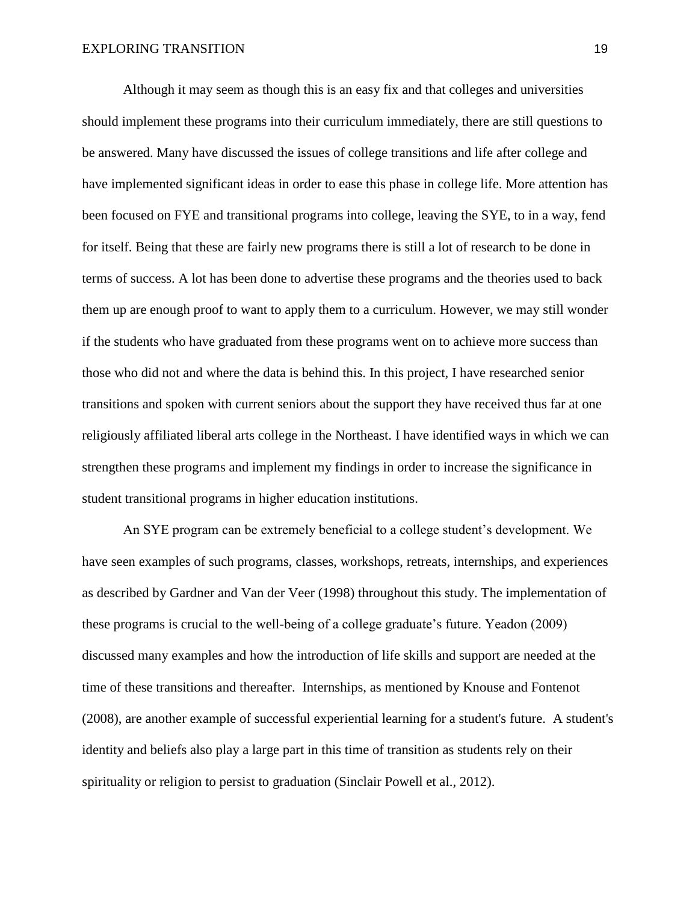Although it may seem as though this is an easy fix and that colleges and universities should implement these programs into their curriculum immediately, there are still questions to be answered. Many have discussed the issues of college transitions and life after college and have implemented significant ideas in order to ease this phase in college life. More attention has been focused on FYE and transitional programs into college, leaving the SYE, to in a way, fend for itself. Being that these are fairly new programs there is still a lot of research to be done in terms of success. A lot has been done to advertise these programs and the theories used to back them up are enough proof to want to apply them to a curriculum. However, we may still wonder if the students who have graduated from these programs went on to achieve more success than those who did not and where the data is behind this. In this project, I have researched senior transitions and spoken with current seniors about the support they have received thus far at one religiously affiliated liberal arts college in the Northeast. I have identified ways in which we can strengthen these programs and implement my findings in order to increase the significance in student transitional programs in higher education institutions.

An SYE program can be extremely beneficial to a college student's development. We have seen examples of such programs, classes, workshops, retreats, internships, and experiences as described by Gardner and Van der Veer (1998) throughout this study. The implementation of these programs is crucial to the well-being of a college graduate's future. Yeadon (2009) discussed many examples and how the introduction of life skills and support are needed at the time of these transitions and thereafter. Internships, as mentioned by Knouse and Fontenot (2008), are another example of successful experiential learning for a student's future. A student's identity and beliefs also play a large part in this time of transition as students rely on their spirituality or religion to persist to graduation (Sinclair Powell et al., 2012).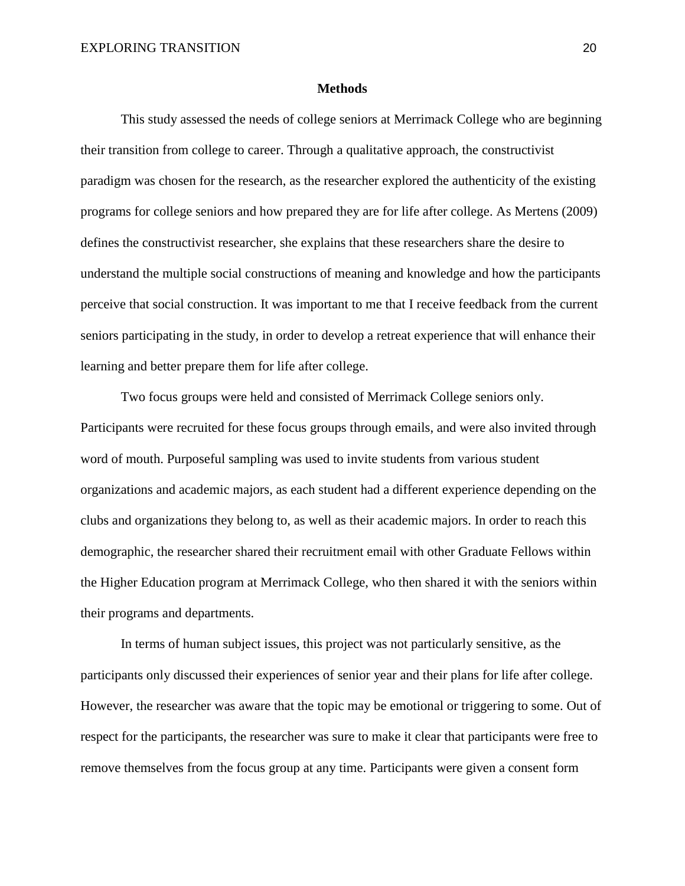## Methods

This study assessed the needs of college seniors at Merrimack College who are beginning their transition from college to career. Through a qualitative approach, the constructivist paradigm was chosen for the research, as the researcher explored the authenticity of the existing programs for college seniors and how prepared they are for life after college. As Mertens (2009) defines the constructivist researcher, she explains that these researchers share the desire to understand the multiple social constructions of meaning and knowledge and how the participants perceive that social construction. It was important to me that I receive feedback from the current seniors participating in the study, in order to develop a retreat experience that will enhance their learning and better prepare them for life after college.

Two focus groups were held and consisted of Merrimack College seniors only. Participants were recruited for these focus groups through emails, and were also invited through word of mouth. Purposeful sampling was used to invite students from various student organizations and academic majors, as each student had a different experience depending on the clubs and organizations they belong to, as well as their academic majors. In order to reach this demographic, the researcher shared their recruitment email with other Graduate Fellows within the Higher Education program at Merrimack College, who then shared it with the seniors within their programs and departments.

In terms of human subject issues, this project was not particularly sensitive, as the participants only discussed their experiences of senior year and their plans for life after college. However, the researcher was aware that the topic may be emotional or triggering to some. Out of respect for the participants, the researcher was sure to make it clear that participants were free to remove themselves from the focus group at any time. Participants were given a consent form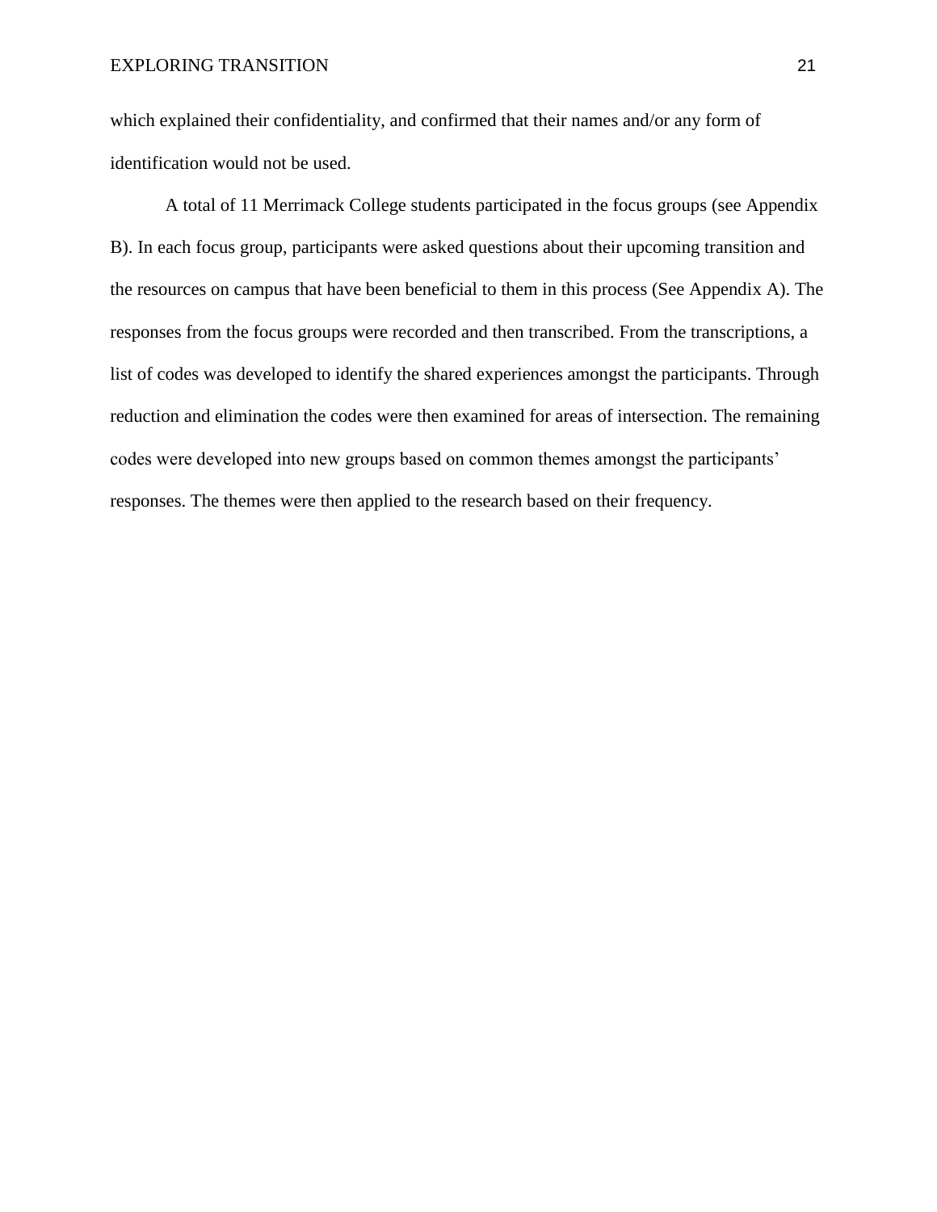which explained their confidentiality, and confirmed that their names and/or any form of identification would not be used.

A total of 11 Merrimack College students participated in the focus groups (see Appendix B). In each focus group, participants were asked questions about their upcoming transition and the resources on campus that have been beneficial to them in this process (See Appendix A). The responses from the focus groups were recorded and then transcribed. From the transcriptions, a list of codes was developed to identify the shared experiences amongst the participants. Through reduction and elimination the codes were then examined for areas of intersection. The remaining codes were developed into new groups based on common themes amongst the participants' responses. The themes were then applied to the research based on their frequency.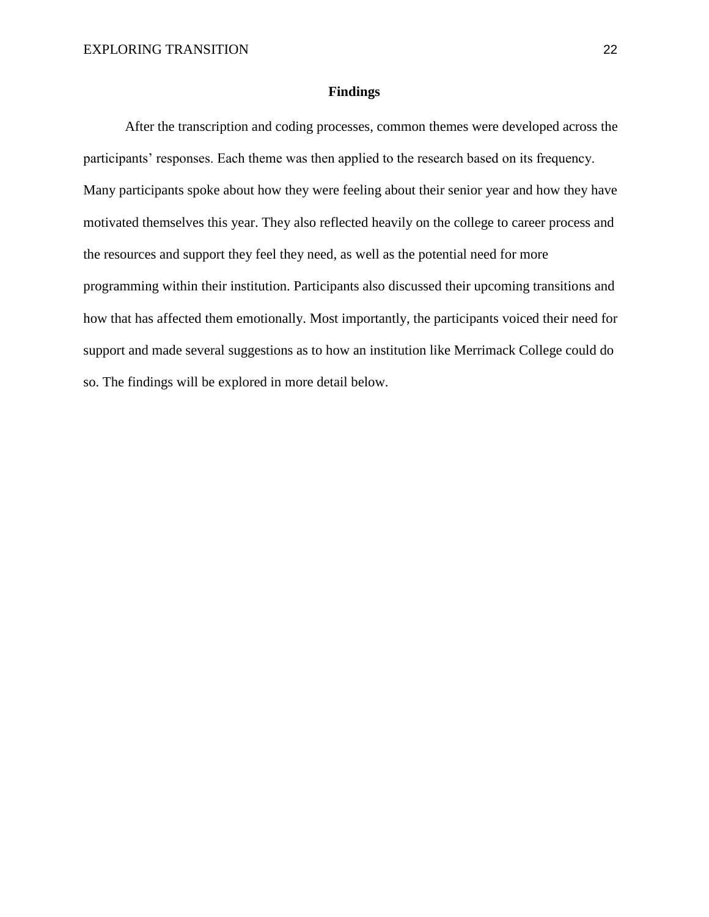# Findings

After the transcription and coding processes, common themes were developed across the participants' responses. Each theme was then applied to the research based on its frequency. Many participants spoke about how they were feeling about their senior year and how they have motivated themselves this year. They also reflected heavily on the college to career process and the resources and support they feel they need, as well as the potential need for more programming within their institution. Participants also discussed their upcoming transitions and how that has affected them emotionally. Most importantly, the participants voiced their need for support and made several suggestions as to how an institution like Merrimack College could do so. The findings will be explored in more detail below.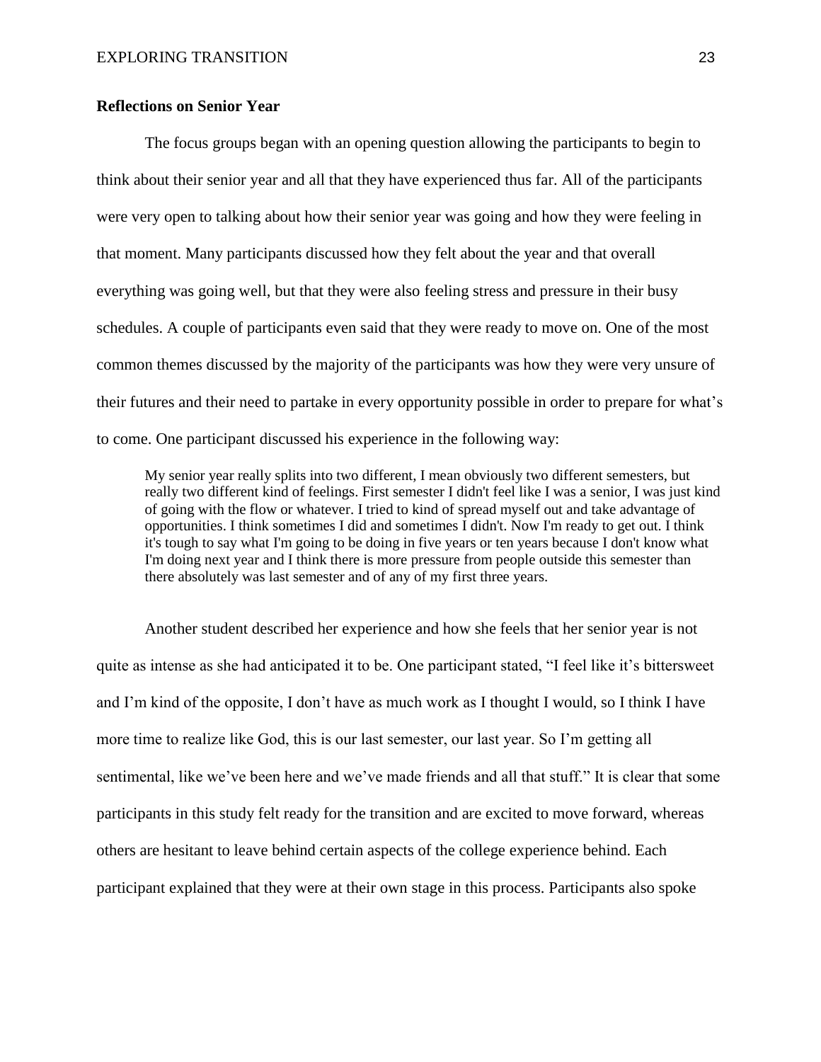## Reflections on Senior Year

The focus groups began with an opening question allowing the participants to begin to think about their senior year and all that they have experienced thus far. All of the participants were very open to talking about how their senior year was going and how they were feeling in that moment. Many participants discussed how they felt about the year and that overall everything was going well, but that they were also feeling stress and pressure in their busy schedules. A couple of participants even said that they were ready to move on. One of the most common themes discussed by the majority of the participants was how they were very unsure of their futures and their need to partake in every opportunity possible in order to prepare for what's to come. One participant discussed his experience in the following way:

> My senior year really splits into two different, I mean obviously two different semesters, but really two different kind of feelings. First semester I didn't feel like I was a senior, I was just kind of going with the flow or whatever. I tried to kind of spread myself out and take advantage of opportunities. I think sometimes I did and sometimes I didn't. Now I'm ready to get out. I think it's tough to say what I'm going to be doing in five years or ten years because I don't know what I'm doing next year and I think there is more pressure from people outside this semester than there absolutely was last semester and of any of my first three years.

Another student described her experience and how she feels that her senior year is not quite as intense as she had anticipated it to be. One participant stated, "I feel like it's bittersweet and I'm kind of the opposite, I don't have as much work as I thought I would, so I think I have more time to realize like God, this is our last semester, our last year. So I'm getting all sentimental, like we've been here and we've made friends and all that stuff." It is clear that some participants in this study felt ready for the transition and are excited to move forward, whereas others are hesitant to leave behind certain aspects of the college experience behind. Each participant explained that they were at their own stage in this process. Participants also spoke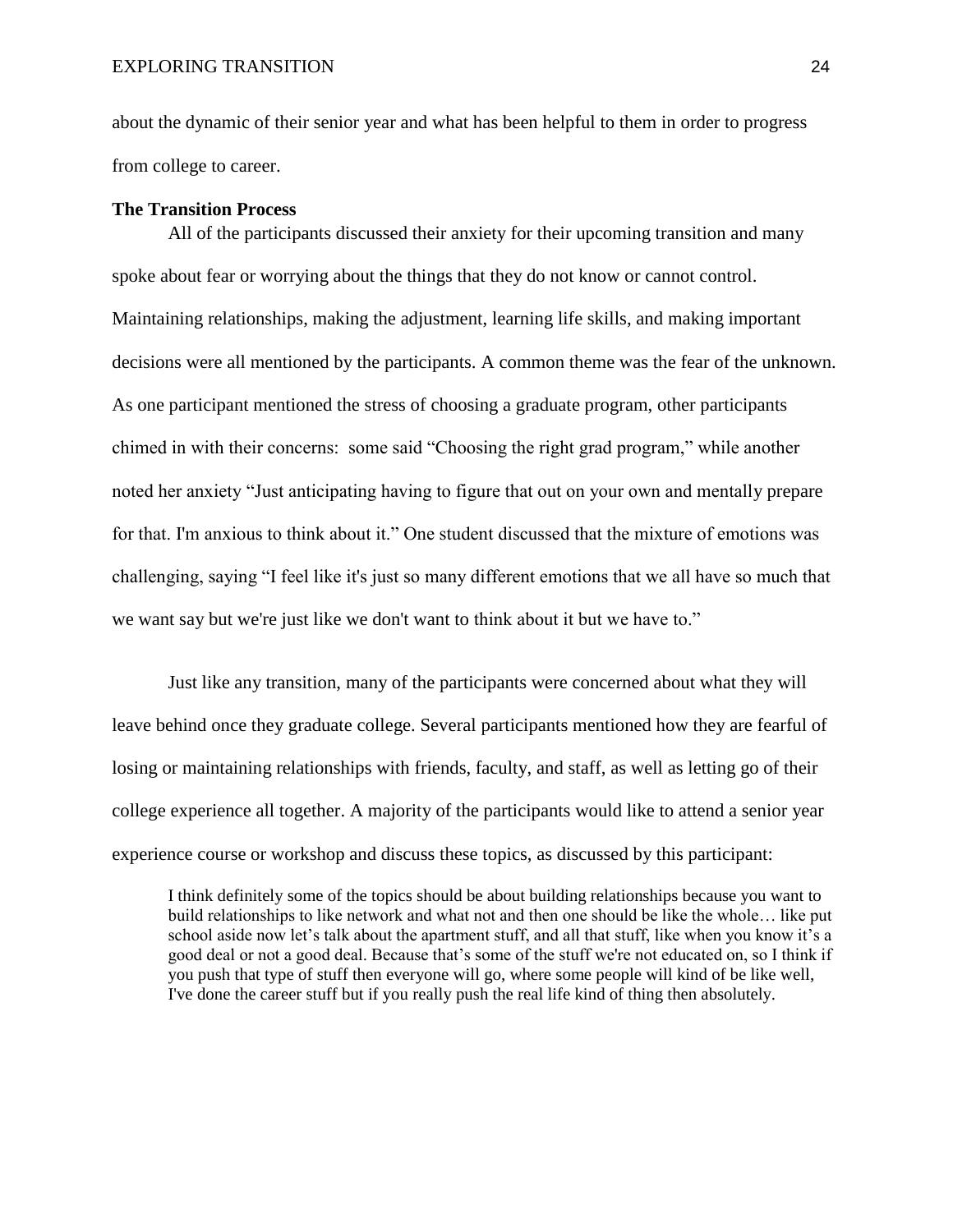about the dynamic of their senior year and what has been helpful to them in order to progress from college to career.

**The Transition Process**

All of the participants discussed their anxiety for their upcoming transition and many spoke about fear or worrying about the things that they do not know or cannot control. Maintaining relationships, making the adjustment, learning life skills, and making important decisions were all mentioned by the participants. A common theme was the fear of the unknown. As one participant mentioned the stress of choosing a graduate program, other participants chimed in with their concerns: some said "Choosing the right grad program," while another noted her anxiety "Just anticipating having to figure that out on your own and mentally prepare for that. I'm anxious to think about it." One student discussed that the mixture of emotions was challenging, saying "I feel like it's just so many different emotions that we all have so much that we want say but we're just like we don't want to think about it but we have to."

Just like any transition, many of the participants were concerned about what they will leave behind once they graduate college. Several participants mentioned how they are fearful of losing or maintaining relationships with friends, faculty, and staff, as well as letting go of their college experience all together. A majority of the participants would like to attend a senior year experience course or workshop and discuss these topics, as discussed by this participant:

> I think definitely some of the topics should be about building relationships because you want to build relationships to like network and what not and then one should be like the whole… like put school aside now let's talk about the apartment stuff, and all that stuff, like when you know it's a good deal or not a good deal. Because that's some of the stuff we're not educated on, so I think if you push that type of stuff then everyone will go, where some people will kind of be like well, I've done the career stuff but if you really push the real life kind of thing then absolutely.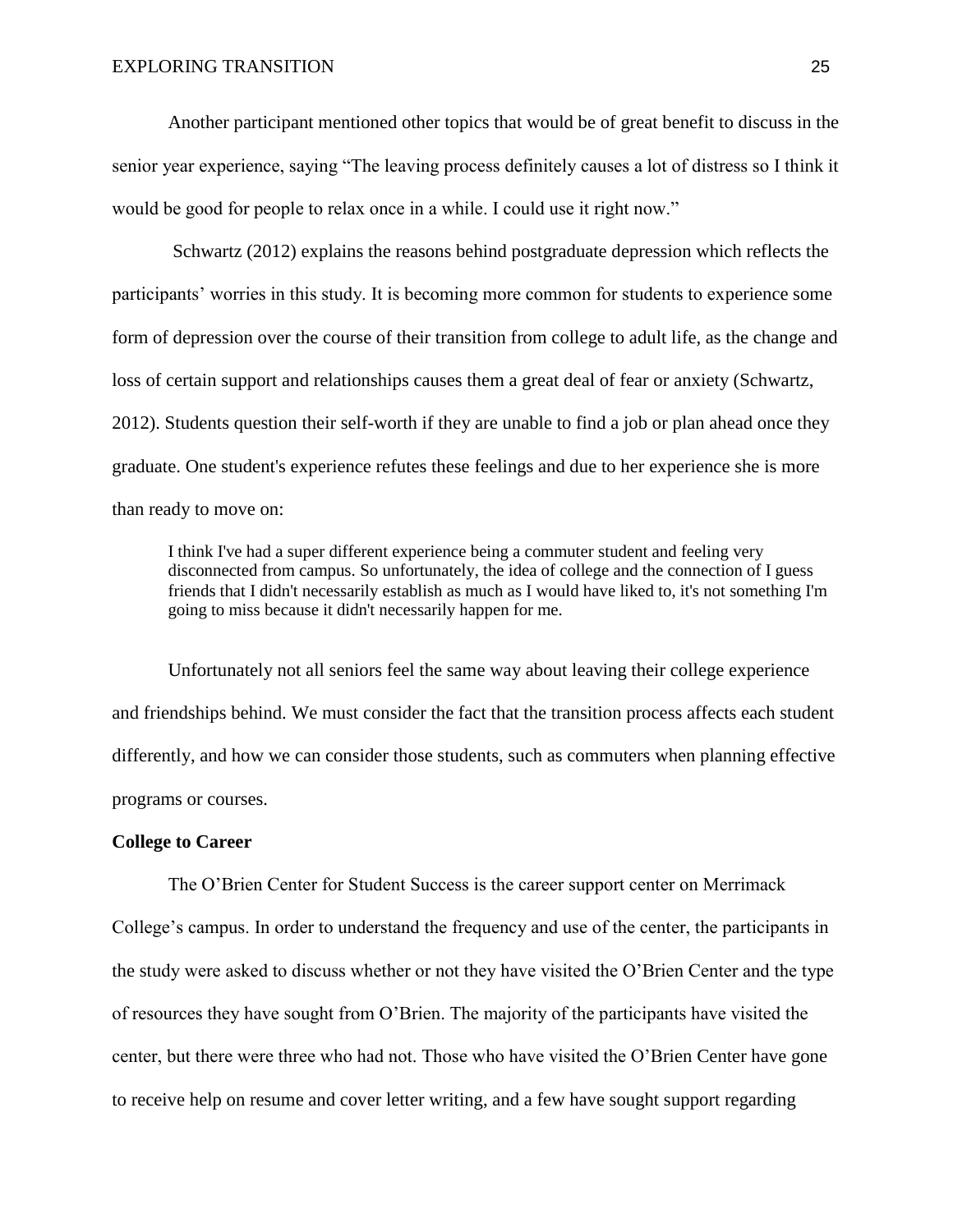Another participant mentioned other topics that would be of great benefit to discuss in the senior year experience, saying "The leaving process definitely causes a lot of distress so I think it would be good for people to relax once in a while. I could use it right now."

Schwartz (2012) explains the reasons behind postgraduate depression which reflects the participants' worries in this study. It is becoming more common for students to experience some form of depression over the course of their transition from college to adult life, as the change and loss of certain support and relationships causes them a great deal of fear or anxiety (Schwartz, 2012). Students question their self-worth if they are unable to find a job or plan ahead once they graduate. One student's experience refutes these feelings and due to her experience she is more than ready to move on:

> I think I've had a super different experience being a commuter student and feeling very disconnected from campus. So unfortunately, the idea of college and the connection of I guess friends that I didn't necessarily establish as much as I would have liked to, it's not something I'm going to miss because it didn't necessarily happen for me.

Unfortunately not all seniors feel the same way about leaving their college experience and friendships behind. We must consider the fact that the transition process affects each student differently, and how we can consider those students, such as commuters when planning effective programs or courses.

**College to Career**

The O'Brien Center for Student Success is the career support center on Merrimack College's campus. In order to understand the frequency and use of the center, the participants in the study were asked to discuss whether or not they have visited the O'Brien Center and the type of resources they have sought from O'Brien. The majority of the participants have visited the center, but there were three who had not. Those who have visited the O'Brien Center have gone to receive help on resume and cover letter writing, and a few have sought support regarding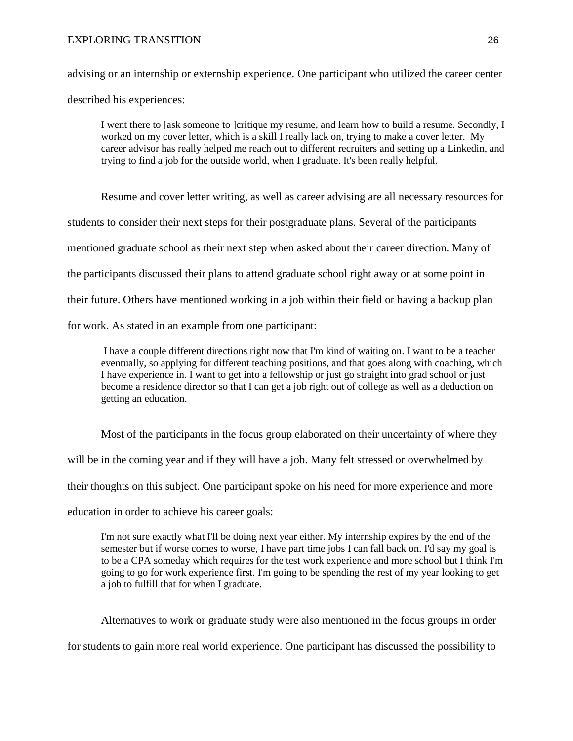advising or an internship or externship experience. One participant who utilized the career center described his experiences:

> I went there to [ask someone to ]critique my resume, and learn how to build a resume. Secondly, I worked on my cover letter, which is a skill I really lack on, trying to make a cover letter. My career advisor has really helped me reach out to different recruiters and setting up a Linkedin, and trying to find a job for the outside world, when I graduate. It's been really helpful.

Resume and cover letter writing, as well as career advising are all necessary resources for students to consider their next steps for their postgraduate plans. Several of the participants mentioned graduate school as their next step when asked about their career direction. Many of the participants discussed their plans to attend graduate school right away or at some point in their future. Others have mentioned working in a job within their field or having a backup plan for work. As stated in an example from one participant:

> I have a couple different directions right now that I'm kind of waiting on. I want to be a teacher eventually, so applying for different teaching positions, and that goes along with coaching, which I have experience in. I want to get into a fellowship or just go straight into grad school or just become a residence director so that I can get a job right out of college as well as a deduction on getting an education.

Most of the participants in the focus group elaborated on their uncertainty of where they will be in the coming year and if they will have a job. Many felt stressed or overwhelmed by their thoughts on this subject. One participant spoke on his need for more experience and more education in order to achieve his career goals:

> I'm not sure exactly what I'll be doing next year either. My internship expires by the end of the semester but if worse comes to worse, I have part time jobs I can fall back on. I'd say my goal is to be a CPA someday which requires for the test work experience and more school but I think I'm going to go for work experience first. I'm going to be spending the rest of my year looking to get a job to fulfill that for when I graduate.

Alternatives to work or graduate study were also mentioned in the focus groups in order for students to gain more real world experience. One participant has discussed the possibility to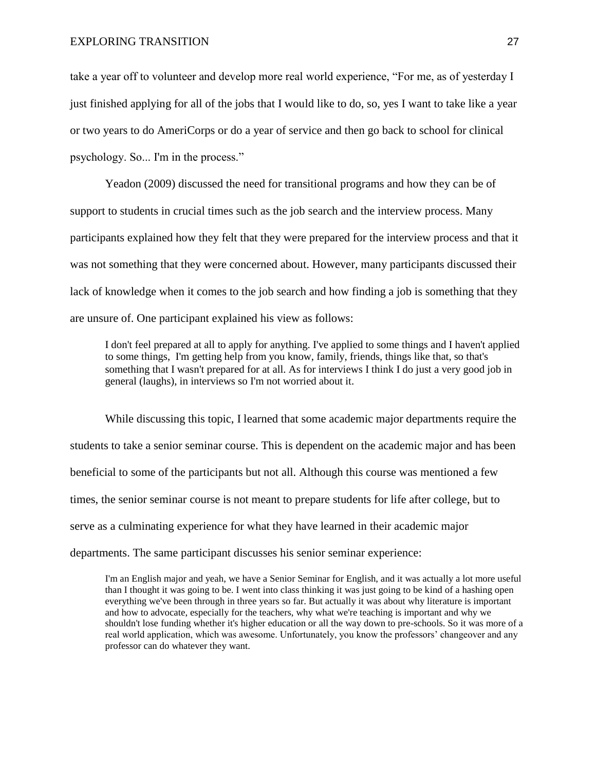take a year off to volunteer and develop more real world experience, "For me, as of yesterday I just finished applying for all of the jobs that I would like to do, so, yes I want to take like a year or two years to do AmeriCorps or do a year of service and then go back to school for clinical psychology. So... I'm in the process."

Yeadon (2009) discussed the need for transitional programs and how they can be of support to students in crucial times such as the job search and the interview process. Many participants explained how they felt that they were prepared for the interview process and that it was not something that they were concerned about. However, many participants discussed their lack of knowledge when it comes to the job search and how finding a job is something that they are unsure of. One participant explained his view as follows:

> I don't feel prepared at all to apply for anything. I've applied to some things and I haven't applied to some things, I'm getting help from you know, family, friends, things like that, so that's something that I wasn't prepared for at all. As for interviews I think I do just a very good job in general (laughs), in interviews so I'm not worried about it.

While discussing this topic, I learned that some academic major departments require the students to take a senior seminar course. This is dependent on the academic major and has been beneficial to some of the participants but not all. Although this course was mentioned a few times, the senior seminar course is not meant to prepare students for life after college, but to serve as a culminating experience for what they have learned in their academic major departments. The same participant discusses his senior seminar experience:

> I'm an English major and yeah, we have a Senior Seminar for English, and it was actually a lot more useful than I thought it was going to be. I went into class thinking it was just going to be kind of a hashing open everything we've been through in three years so far. But actually it was about why literature is important and how to advocate, especially for the teachers, why what we're teaching is important and why we shouldn't lose funding whether it's higher education or all the way down to pre-schools. So it was more of a real world application, which was awesome. Unfortunately, you know the professors' changeover and any professor can do whatever they want.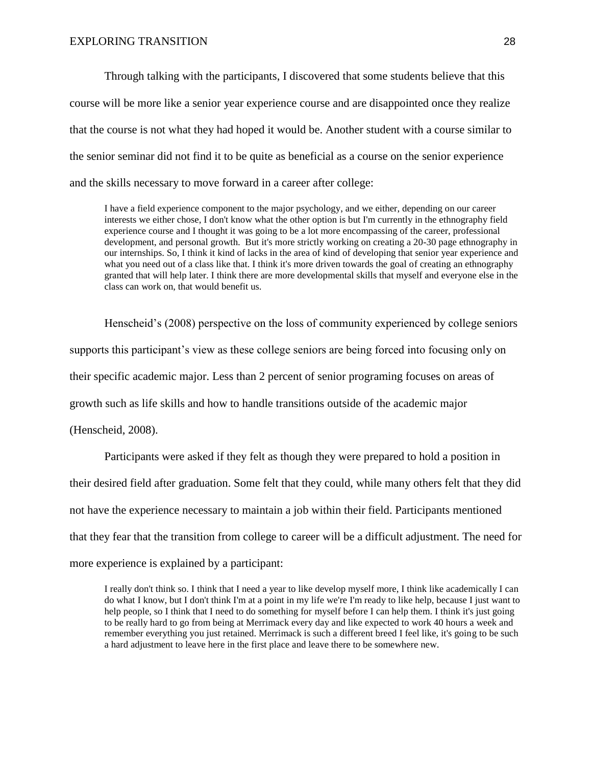Through talking with the participants, I discovered that some students believe that this course will be more like a senior year experience course and are disappointed once they realize that the course is not what they had hoped it would be. Another student with a course similar to the senior seminar did not find it to be quite as beneficial as a course on the senior experience and the skills necessary to move forward in a career after college:

> I have a field experience component to the major psychology, and we either, depending on our career interests we either chose, I don't know what the other option is but I'm currently in the ethnography field experience course and I thought it was going to be a lot more encompassing of the career, professional development, and personal growth. But it's more strictly working on creating a 20-30 page ethnography in our internships. So, I think it kind of lacks in the area of kind of developing that senior year experience and what you need out of a class like that. I think it's more driven towards the goal of creating an ethnography granted that will help later. I think there are more developmental skills that myself and everyone else in the class can work on, that would benefit us.

Henscheid's (2008) perspective on the loss of community experienced by college seniors supports this participant's view as these college seniors are being forced into focusing only on their specific academic major. Less than 2 percent of senior programing focuses on areas of growth such as life skills and how to handle transitions outside of the academic major (Henscheid, 2008).

Participants were asked if they felt as though they were prepared to hold a position in their desired field after graduation. Some felt that they could, while many others felt that they did not have the experience necessary to maintain a job within their field. Participants mentioned that they fear that the transition from college to career will be a difficult adjustment. The need for more experience is explained by a participant:

> I really don't think so. I think that I need a year to like develop myself more, I think like academically I can do what I know, but I don't think I'm at a point in my life we're I'm ready to like help, because I just want to help people, so I think that I need to do something for myself before I can help them. I think it's just going to be really hard to go from being at Merrimack every day and like expected to work 40 hours a week and remember everything you just retained. Merrimack is such a different breed I feel like, it's going to be such a hard adjustment to leave here in the first place and leave there to be somewhere new.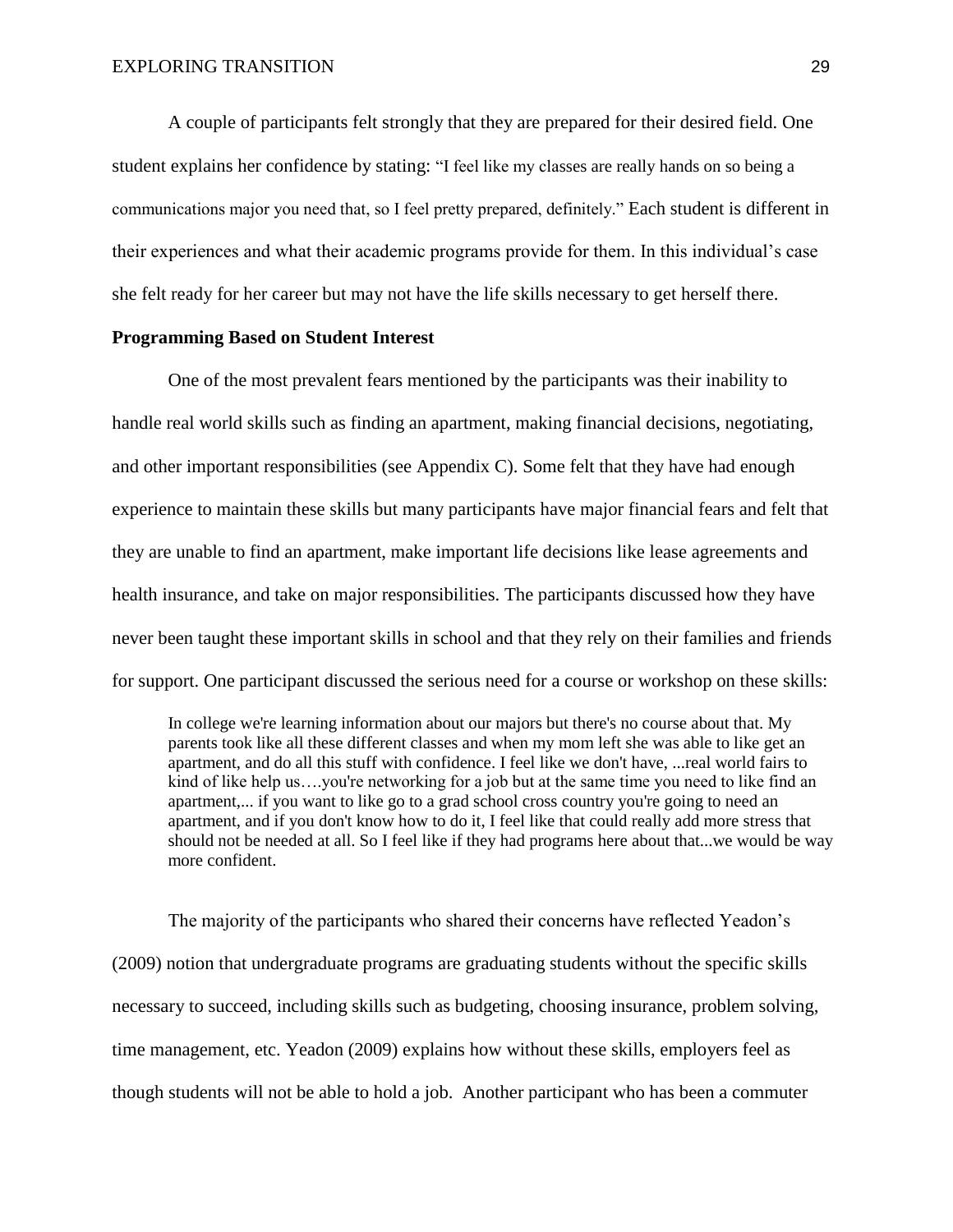A couple of participants felt strongly that they are prepared for their desired field. One student explains her confidence by stating: "I feel like my classes are really hands on so being a communications major you need that, so I feel pretty prepared, definitely." Each student is different in their experiences and what their academic programs provide for them. In this individual's case she felt ready for her career but may not have the life skills necessary to get herself there.

**Programming Based on Student Interest**

One of the most prevalent fears mentioned by the participants was their inability to handle real world skills such as finding an apartment, making financial decisions, negotiating, and other important responsibilities (see Appendix C). Some felt that they have had enough experience to maintain these skills but many participants have major financial fears and felt that they are unable to find an apartment, make important life decisions like lease agreements and health insurance, and take on major responsibilities. The participants discussed how they have never been taught these important skills in school and that they rely on their families and friends for support. One participant discussed the serious need for a course or workshop on these skills:

> In college we're learning information about our majors but there's no course about that. My parents took like all these different classes and when my mom left she was able to like get an apartment, and do all this stuff with confidence. I feel like we don't have, ...real world fairs to kind of like help us….you're networking for a job but at the same time you need to like find an apartment,... if you want to like go to a grad school cross country you're going to need an apartment, and if you don't know how to do it, I feel like that could really add more stress that should not be needed at all. So I feel like if they had programs here about that...we would be way more confident.

The majority of the participants who shared their concerns have reflected Yeadon's (2009) notion that undergraduate programs are graduating students without the specific skills necessary to succeed, including skills such as budgeting, choosing insurance, problem solving, time management, etc. Yeadon (2009) explains how without these skills, employers feel as though students will not be able to hold a job. Another participant who has been a commuter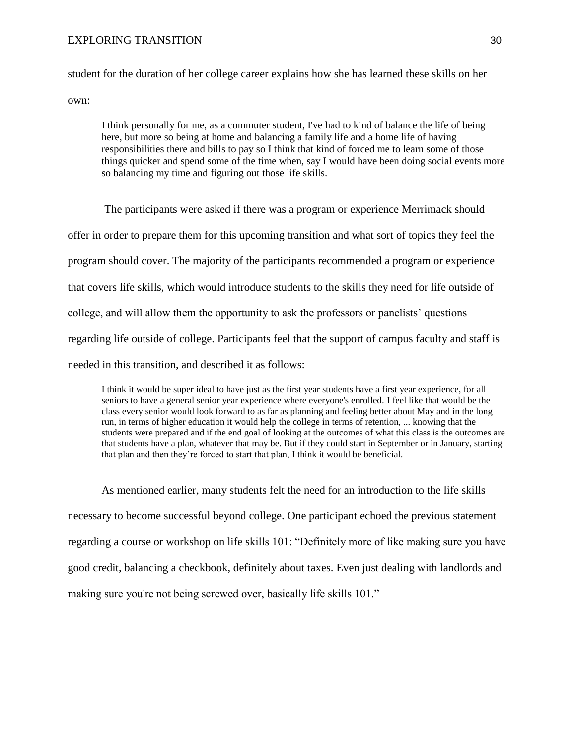student for the duration of her college career explains how she has learned these skills on her own:

> I think personally for me, as a commuter student, I've had to kind of balance the life of being here, but more so being at home and balancing a family life and a home life of having responsibilities there and bills to pay so I think that kind of forced me to learn some of those things quicker and spend some of the time when, say I would have been doing social events more so balancing my time and figuring out those life skills.

The participants were asked if there was a program or experience Merrimack should offer in order to prepare them for this upcoming transition and what sort of topics they feel the program should cover. The majority of the participants recommended a program or experience that covers life skills, which would introduce students to the skills they need for life outside of college, and will allow them the opportunity to ask the professors or panelists' questions regarding life outside of college. Participants feel that the support of campus faculty and staff is needed in this transition, and described it as follows:

> I think it would be super ideal to have just as the first year students have a first year experience, for all seniors to have a general senior year experience where everyone's enrolled. I feel like that would be the class every senior would look forward to as far as planning and feeling better about May and in the long run, in terms of higher education it would help the college in terms of retention, ... knowing that the students were prepared and if the end goal of looking at the outcomes of what this class is the outcomes are that students have a plan, whatever that may be. But if they could start in September or in January, starting that plan and then they're forced to start that plan, I think it would be beneficial.

As mentioned earlier, many students felt the need for an introduction to the life skills necessary to become successful beyond college. One participant echoed the previous statement regarding a course or workshop on life skills 101: "Definitely more of like making sure you have good credit, balancing a checkbook, definitely about taxes. Even just dealing with landlords and making sure you're not being screwed over, basically life skills 101."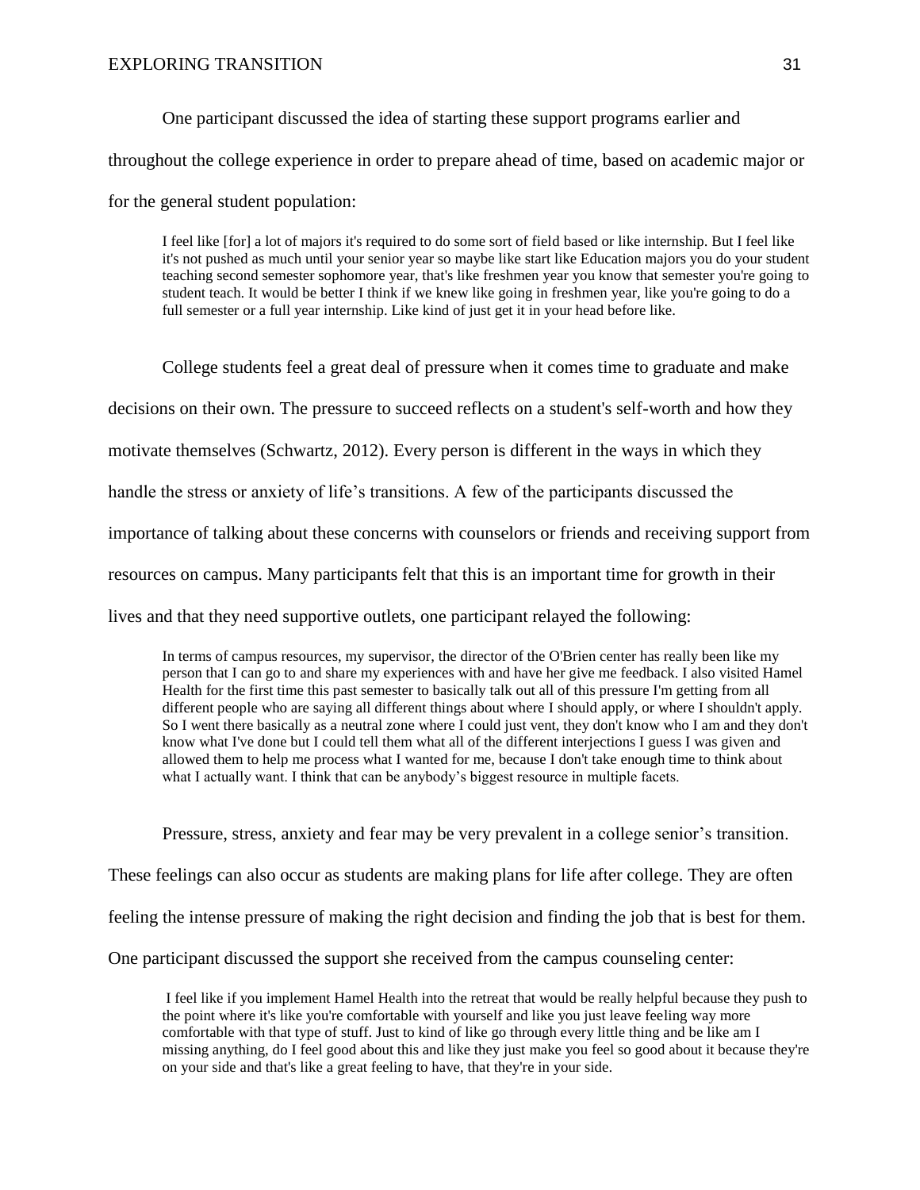One participant discussed the idea of starting these support programs earlier and throughout the college experience in order to prepare ahead of time, based on academic major or for the general student population:

> I feel like [for] a lot of majors it's required to do some sort of field based or like internship. But I feel like it's not pushed as much until your senior year so maybe like start like Education majors you do your student teaching second semester sophomore year, that's like freshmen year you know that semester you're going to student teach. It would be better I think if we knew like going in freshmen year, like you're going to do a full semester or a full year internship. Like kind of just get it in your head before like.

College students feel a great deal of pressure when it comes time to graduate and make decisions on their own. The pressure to succeed reflects on a student's self-worth and how they motivate themselves (Schwartz, 2012). Every person is different in the ways in which they handle the stress or anxiety of life's transitions. A few of the participants discussed the importance of talking about these concerns with counselors or friends and receiving support from resources on campus. Many participants felt that this is an important time for growth in their lives and that they need supportive outlets, one participant relayed the following:

> In terms of campus resources, my supervisor, the director of the O'Brien center has really been like my person that I can go to and share my experiences with and have her give me feedback. I also visited Hamel Health for the first time this past semester to basically talk out all of this pressure I'm getting from all different people who are saying all different things about where I should apply, or where I shouldn't apply. So I went there basically as a neutral zone where I could just vent, they don't know who I am and they don't know what I've done but I could tell them what all of the different interjections I guess I was given and allowed them to help me process what I wanted for me, because I don't take enough time to think about what I actually want. I think that can be anybody's biggest resource in multiple facets.

Pressure, stress, anxiety and fear may be very prevalent in a college senior's transition. These feelings can also occur as students are making plans for life after college. They are often feeling the intense pressure of making the right decision and finding the job that is best for them. One participant discussed the support she received from the campus counseling center:

> I feel like if you implement Hamel Health into the retreat that would be really helpful because they push to the point where it's like you're comfortable with yourself and like you just leave feeling way more comfortable with that type of stuff. Just to kind of like go through every little thing and be like am I missing anything, do I feel good about this and like they just make you feel so good about it because they're on your side and that's like a great feeling to have, that they're in your side.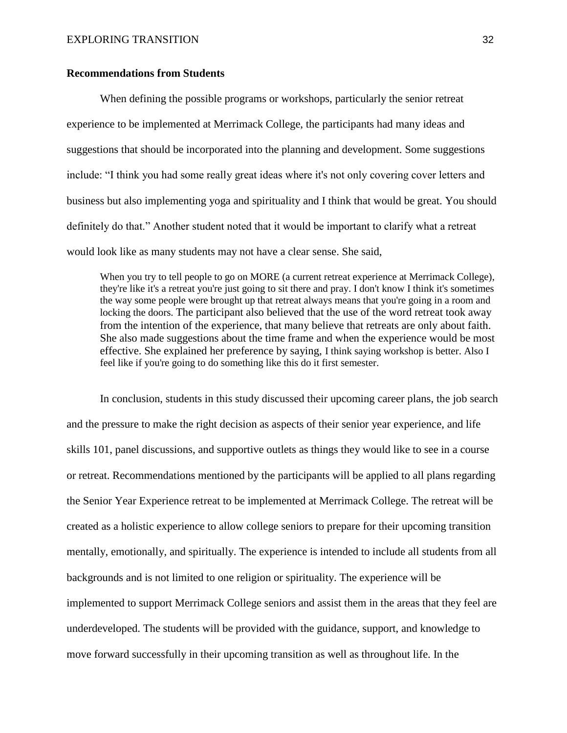**Recommendations from Students**

When defining the possible programs or workshops, particularly the senior retreat experience to be implemented at Merrimack College, the participants had many ideas and suggestions that should be incorporated into the planning and development. Some suggestions include: “I think you had some really great ideas where it's not only covering cover letters and business but also implementing yoga and spirituality and I think that would be great. You should definitely do that.” Another student noted that it would be important to clarify what a retreat would look like as many students may not have a clear sense. She said,

> When you try to tell people to go on MORE (a current retreat experience at Merrimack College), they're like it's a retreat you're just going to sit there and pray. I don't know I think it's sometimes the way some people were brought up that retreat always means that you're going in a room and locking the doors. The participant also believed that the use of the word retreat took away from the intention of the experience, that many believe that retreats are only about faith. She also made suggestions about the time frame and when the experience would be most effective. She explained her preference by saying, I think saying workshop is better. Also I feel like if you're going to do something like this do it first semester.

In conclusion, students in this study discussed their upcoming career plans, the job search and the pressure to make the right decision as aspects of their senior year experience, and life skills 101, panel discussions, and supportive outlets as things they would like to see in a course or retreat. Recommendations mentioned by the participants will be applied to all plans regarding the Senior Year Experience retreat to be implemented at Merrimack College. The retreat will be created as a holistic experience to allow college seniors to prepare for their upcoming transition mentally, emotionally, and spiritually. The experience is intended to include all students from all backgrounds and is not limited to one religion or spirituality. The experience will be implemented to support Merrimack College seniors and assist them in the areas that they feel are underdeveloped. The students will be provided with the guidance, support, and knowledge to move forward successfully in their upcoming transition as well as throughout life. In the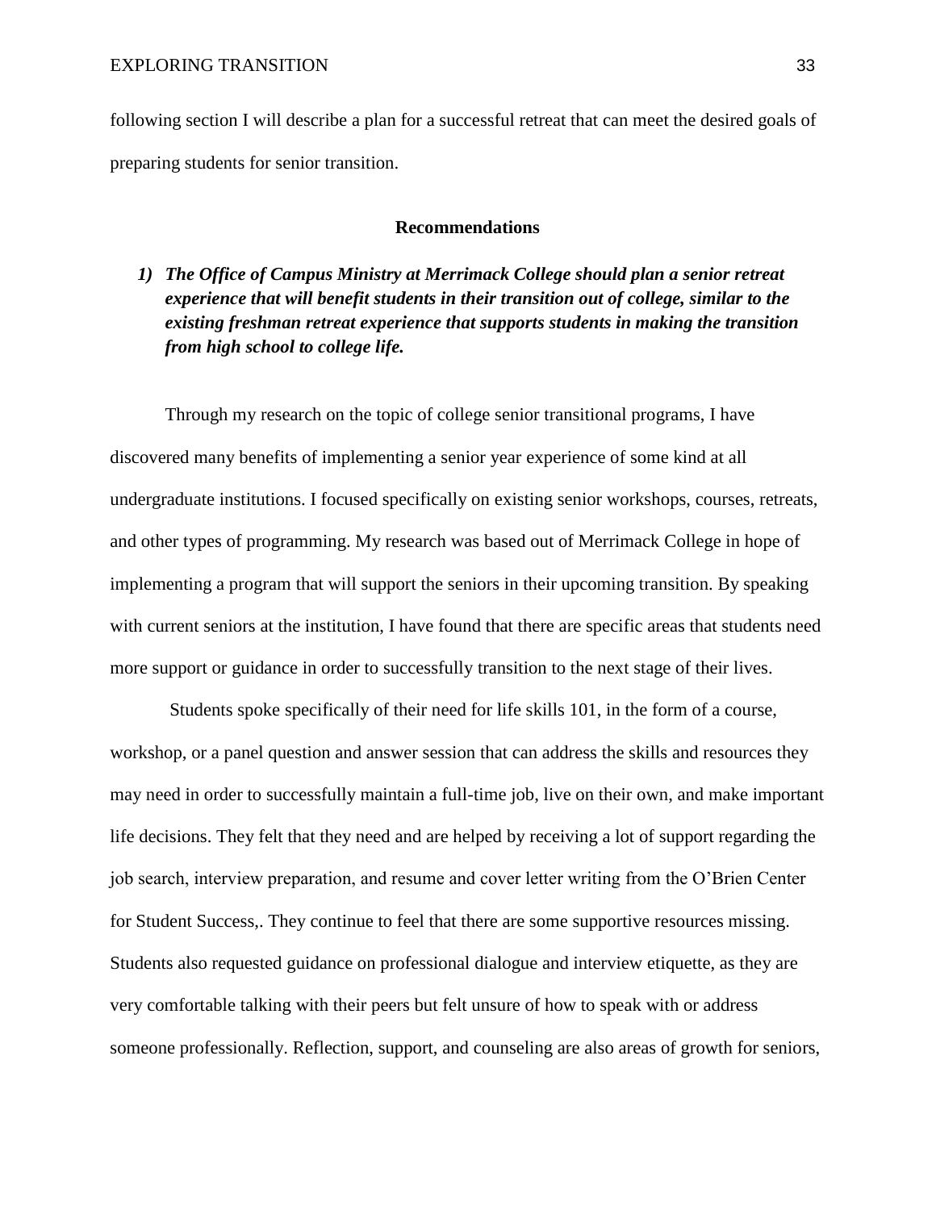following section I will describe a plan for a successful retreat that can meet the desired goals of preparing students for senior transition.

## Recommendations

1) ***The Office of Campus Ministry at Merrimack College should plan a senior retreat experience that will benefit students in their transition out of college, similar to the existing freshman retreat experience that supports students in making the transition from high school to college life.***

Through my research on the topic of college senior transitional programs, I have discovered many benefits of implementing a senior year experience of some kind at all undergraduate institutions. I focused specifically on existing senior workshops, courses, retreats, and other types of programming. My research was based out of Merrimack College in hope of implementing a program that will support the seniors in their upcoming transition. By speaking with current seniors at the institution, I have found that there are specific areas that students need more support or guidance in order to successfully transition to the next stage of their lives.

Students spoke specifically of their need for life skills 101, in the form of a course, workshop, or a panel question and answer session that can address the skills and resources they may need in order to successfully maintain a full-time job, live on their own, and make important life decisions. They felt that they need and are helped by receiving a lot of support regarding the job search, interview preparation, and resume and cover letter writing from the O'Brien Center for Student Success,. They continue to feel that there are some supportive resources missing. Students also requested guidance on professional dialogue and interview etiquette, as they are very comfortable talking with their peers but felt unsure of how to speak with or address someone professionally. Reflection, support, and counseling are also areas of growth for seniors,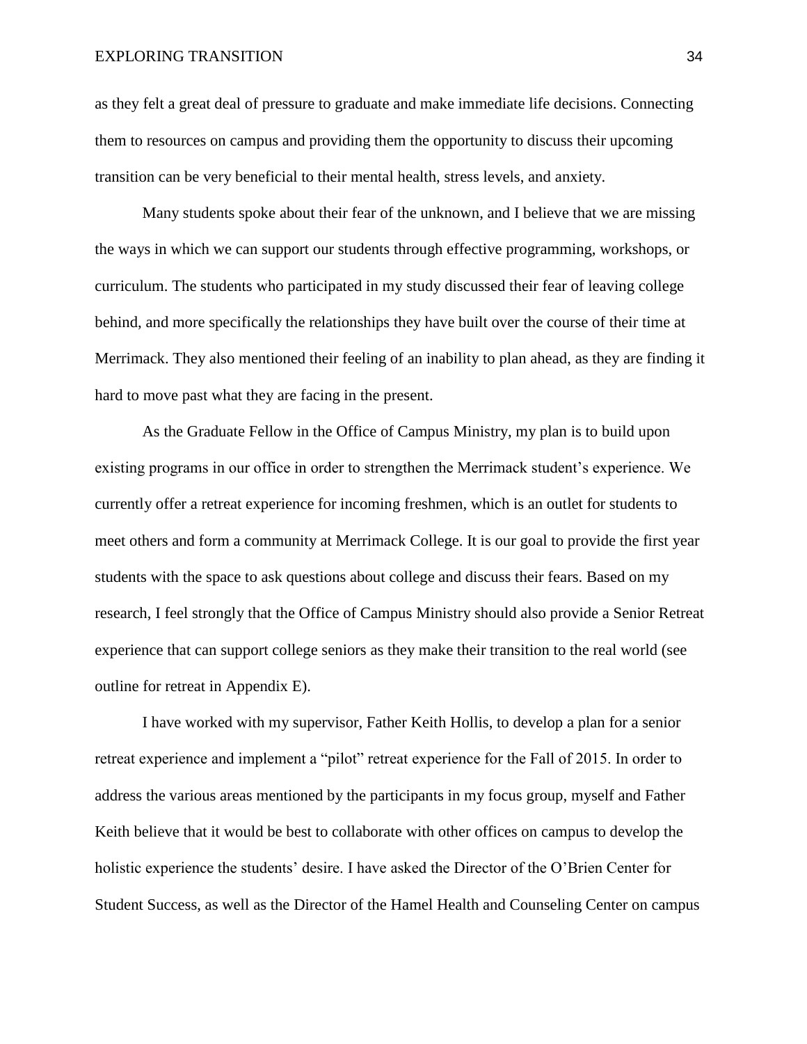as they felt a great deal of pressure to graduate and make immediate life decisions. Connecting them to resources on campus and providing them the opportunity to discuss their upcoming transition can be very beneficial to their mental health, stress levels, and anxiety.

Many students spoke about their fear of the unknown, and I believe that we are missing the ways in which we can support our students through effective programming, workshops, or curriculum. The students who participated in my study discussed their fear of leaving college behind, and more specifically the relationships they have built over the course of their time at Merrimack. They also mentioned their feeling of an inability to plan ahead, as they are finding it hard to move past what they are facing in the present.

As the Graduate Fellow in the Office of Campus Ministry, my plan is to build upon existing programs in our office in order to strengthen the Merrimack student's experience. We currently offer a retreat experience for incoming freshmen, which is an outlet for students to meet others and form a community at Merrimack College. It is our goal to provide the first year students with the space to ask questions about college and discuss their fears. Based on my research, I feel strongly that the Office of Campus Ministry should also provide a Senior Retreat experience that can support college seniors as they make their transition to the real world (see outline for retreat in Appendix E).

I have worked with my supervisor, Father Keith Hollis, to develop a plan for a senior retreat experience and implement a "pilot" retreat experience for the Fall of 2015. In order to address the various areas mentioned by the participants in my focus group, myself and Father Keith believe that it would be best to collaborate with other offices on campus to develop the holistic experience the students' desire. I have asked the Director of the O'Brien Center for Student Success, as well as the Director of the Hamel Health and Counseling Center on campus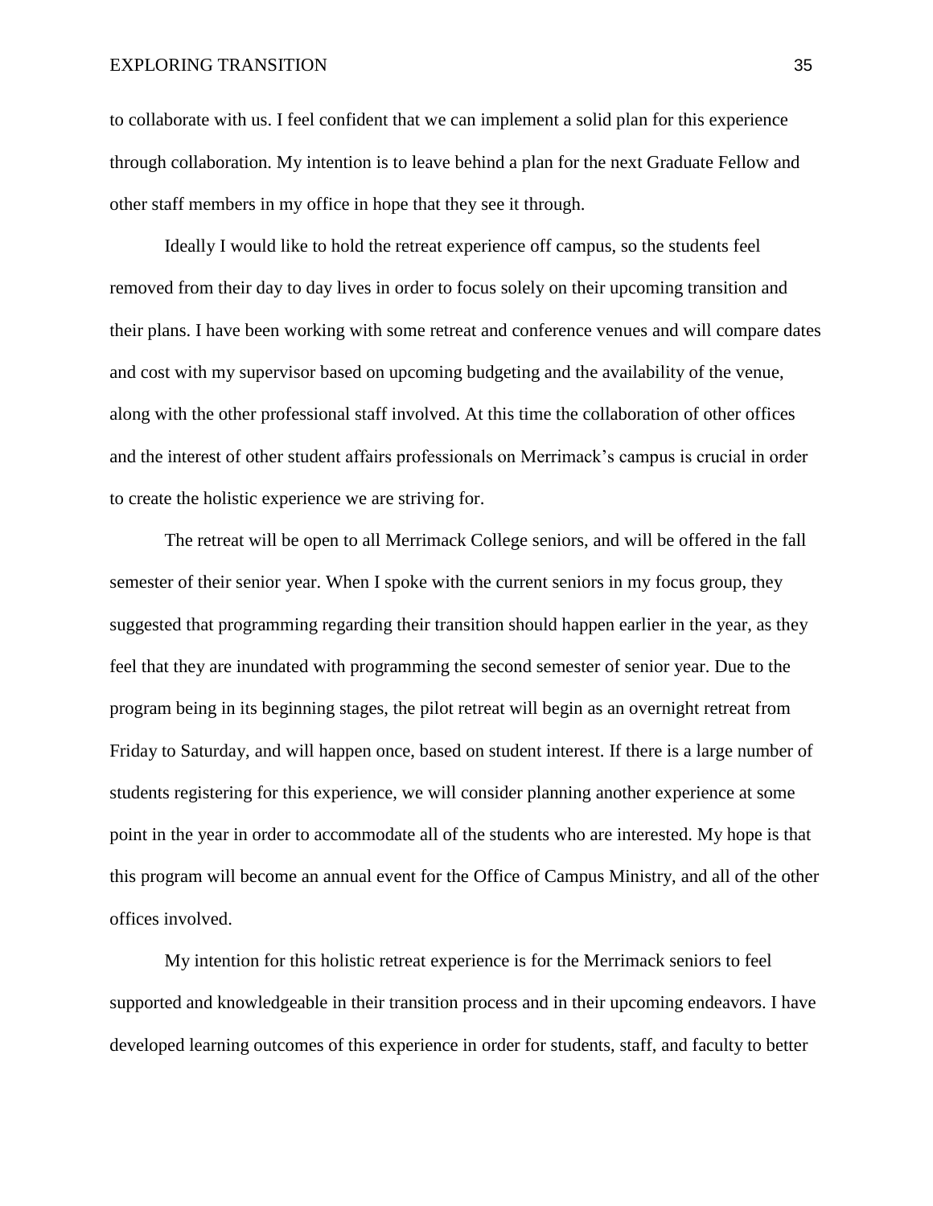to collaborate with us. I feel confident that we can implement a solid plan for this experience through collaboration. My intention is to leave behind a plan for the next Graduate Fellow and other staff members in my office in hope that they see it through.

Ideally I would like to hold the retreat experience off campus, so the students feel removed from their day to day lives in order to focus solely on their upcoming transition and their plans. I have been working with some retreat and conference venues and will compare dates and cost with my supervisor based on upcoming budgeting and the availability of the venue, along with the other professional staff involved. At this time the collaboration of other offices and the interest of other student affairs professionals on Merrimack's campus is crucial in order to create the holistic experience we are striving for.

The retreat will be open to all Merrimack College seniors, and will be offered in the fall semester of their senior year. When I spoke with the current seniors in my focus group, they suggested that programming regarding their transition should happen earlier in the year, as they feel that they are inundated with programming the second semester of senior year. Due to the program being in its beginning stages, the pilot retreat will begin as an overnight retreat from Friday to Saturday, and will happen once, based on student interest. If there is a large number of students registering for this experience, we will consider planning another experience at some point in the year in order to accommodate all of the students who are interested. My hope is that this program will become an annual event for the Office of Campus Ministry, and all of the other offices involved.

My intention for this holistic retreat experience is for the Merrimack seniors to feel supported and knowledgeable in their transition process and in their upcoming endeavors. I have developed learning outcomes of this experience in order for students, staff, and faculty to better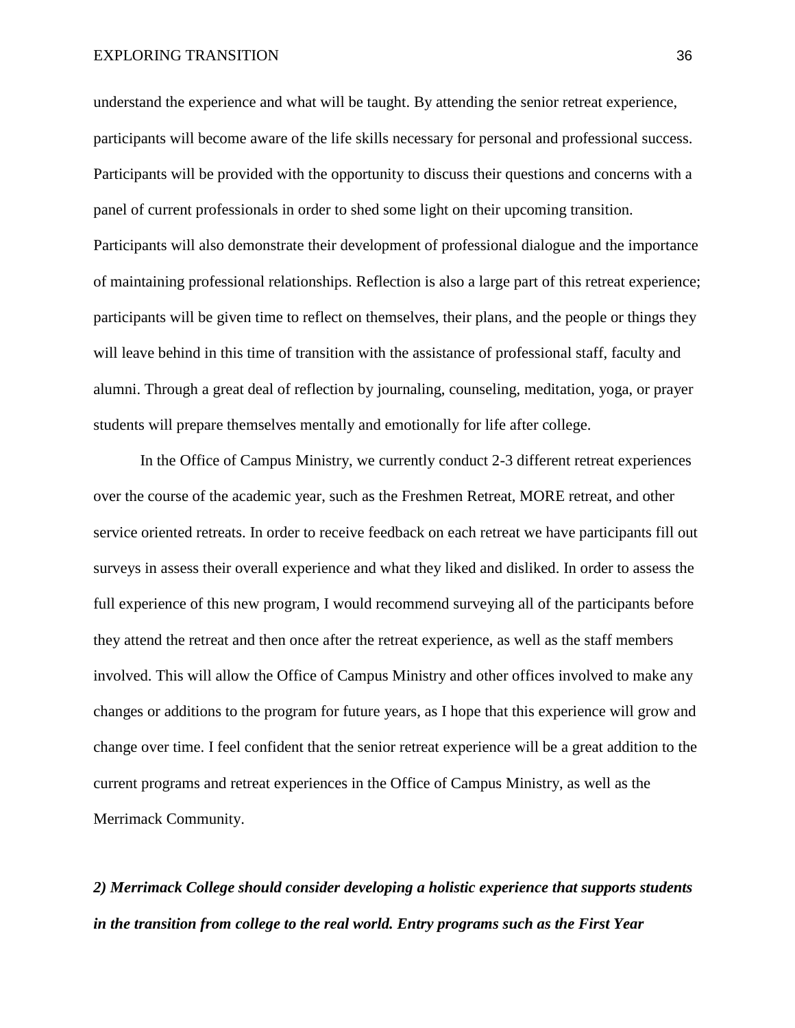understand the experience and what will be taught. By attending the senior retreat experience, participants will become aware of the life skills necessary for personal and professional success. Participants will be provided with the opportunity to discuss their questions and concerns with a panel of current professionals in order to shed some light on their upcoming transition. Participants will also demonstrate their development of professional dialogue and the importance of maintaining professional relationships. Reflection is also a large part of this retreat experience; participants will be given time to reflect on themselves, their plans, and the people or things they will leave behind in this time of transition with the assistance of professional staff, faculty and alumni. Through a great deal of reflection by journaling, counseling, meditation, yoga, or prayer students will prepare themselves mentally and emotionally for life after college.

In the Office of Campus Ministry, we currently conduct 2-3 different retreat experiences over the course of the academic year, such as the Freshmen Retreat, MORE retreat, and other service oriented retreats. In order to receive feedback on each retreat we have participants fill out surveys in assess their overall experience and what they liked and disliked. In order to assess the full experience of this new program, I would recommend surveying all of the participants before they attend the retreat and then once after the retreat experience, as well as the staff members involved. This will allow the Office of Campus Ministry and other offices involved to make any changes or additions to the program for future years, as I hope that this experience will grow and change over time. I feel confident that the senior retreat experience will be a great addition to the current programs and retreat experiences in the Office of Campus Ministry, as well as the Merrimack Community.

***2) Merrimack College should consider developing a holistic experience that supports students in the transition from college to the real world. Entry programs such as the First Year***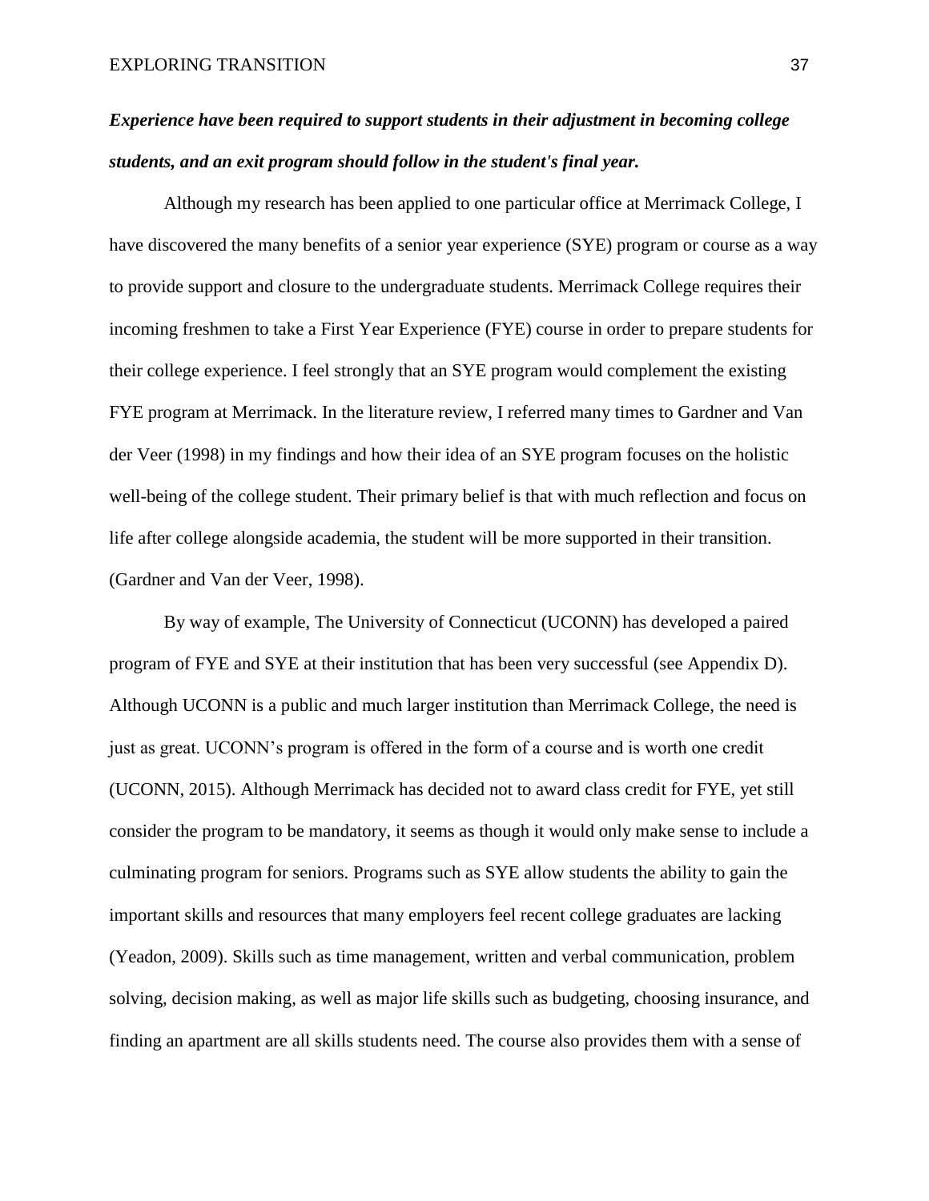***Experience have been required to support students in their adjustment in becoming college students, and an exit program should follow in the student's final year.***

Although my research has been applied to one particular office at Merrimack College, I have discovered the many benefits of a senior year experience (SYE) program or course as a way to provide support and closure to the undergraduate students. Merrimack College requires their incoming freshmen to take a First Year Experience (FYE) course in order to prepare students for their college experience. I feel strongly that an SYE program would complement the existing FYE program at Merrimack. In the literature review, I referred many times to Gardner and Van der Veer (1998) in my findings and how their idea of an SYE program focuses on the holistic well-being of the college student. Their primary belief is that with much reflection and focus on life after college alongside academia, the student will be more supported in their transition. (Gardner and Van der Veer, 1998).

By way of example, The University of Connecticut (UCONN) has developed a paired program of FYE and SYE at their institution that has been very successful (see Appendix D). Although UCONN is a public and much larger institution than Merrimack College, the need is just as great. UCONN's program is offered in the form of a course and is worth one credit (UCONN, 2015). Although Merrimack has decided not to award class credit for FYE, yet still consider the program to be mandatory, it seems as though it would only make sense to include a culminating program for seniors. Programs such as SYE allow students the ability to gain the important skills and resources that many employers feel recent college graduates are lacking (Yeadon, 2009). Skills such as time management, written and verbal communication, problem solving, decision making, as well as major life skills such as budgeting, choosing insurance, and finding an apartment are all skills students need. The course also provides them with a sense of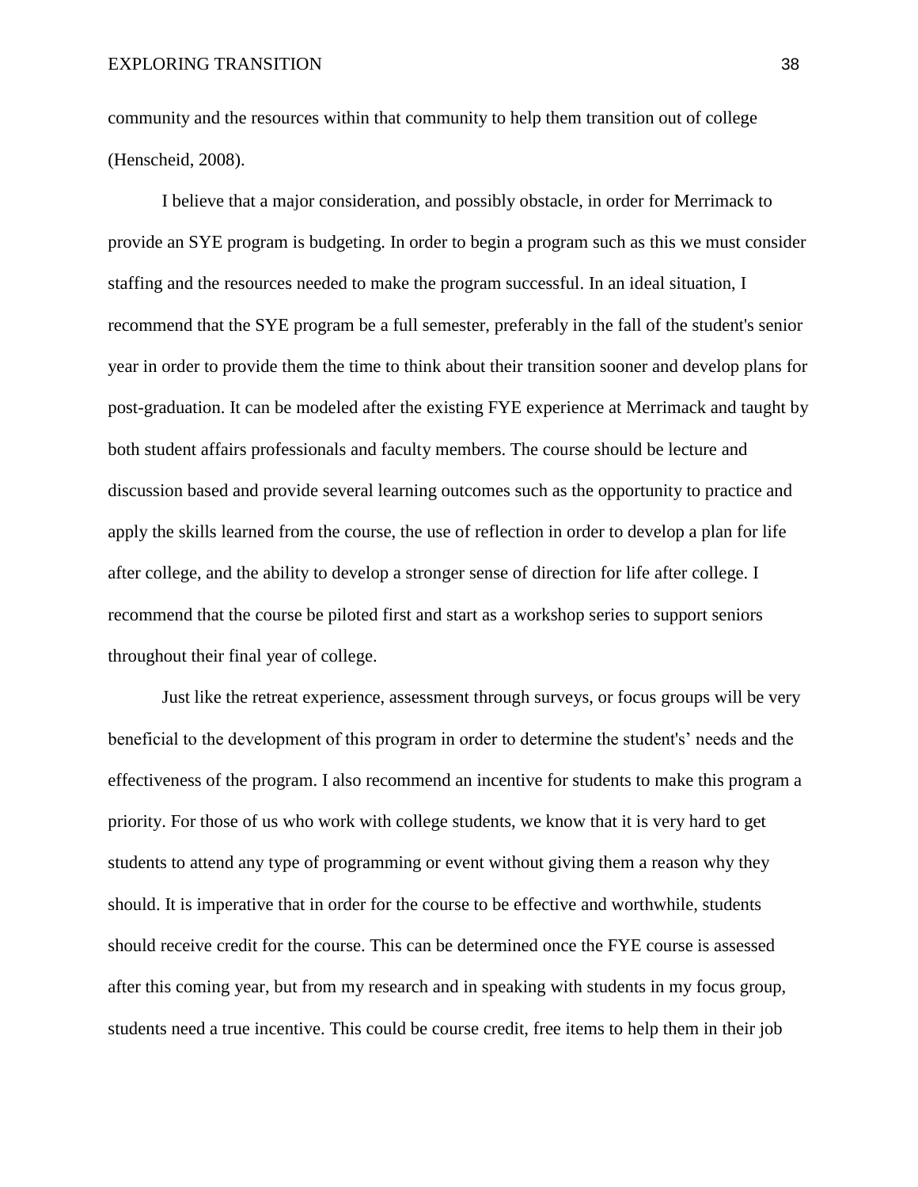community and the resources within that community to help them transition out of college (Henscheid, 2008).

I believe that a major consideration, and possibly obstacle, in order for Merrimack to provide an SYE program is budgeting. In order to begin a program such as this we must consider staffing and the resources needed to make the program successful. In an ideal situation, I recommend that the SYE program be a full semester, preferably in the fall of the student's senior year in order to provide them the time to think about their transition sooner and develop plans for post-graduation. It can be modeled after the existing FYE experience at Merrimack and taught by both student affairs professionals and faculty members. The course should be lecture and discussion based and provide several learning outcomes such as the opportunity to practice and apply the skills learned from the course, the use of reflection in order to develop a plan for life after college, and the ability to develop a stronger sense of direction for life after college. I recommend that the course be piloted first and start as a workshop series to support seniors throughout their final year of college.

Just like the retreat experience, assessment through surveys, or focus groups will be very beneficial to the development of this program in order to determine the student's' needs and the effectiveness of the program. I also recommend an incentive for students to make this program a priority. For those of us who work with college students, we know that it is very hard to get students to attend any type of programming or event without giving them a reason why they should. It is imperative that in order for the course to be effective and worthwhile, students should receive credit for the course. This can be determined once the FYE course is assessed after this coming year, but from my research and in speaking with students in my focus group, students need a true incentive. This could be course credit, free items to help them in their job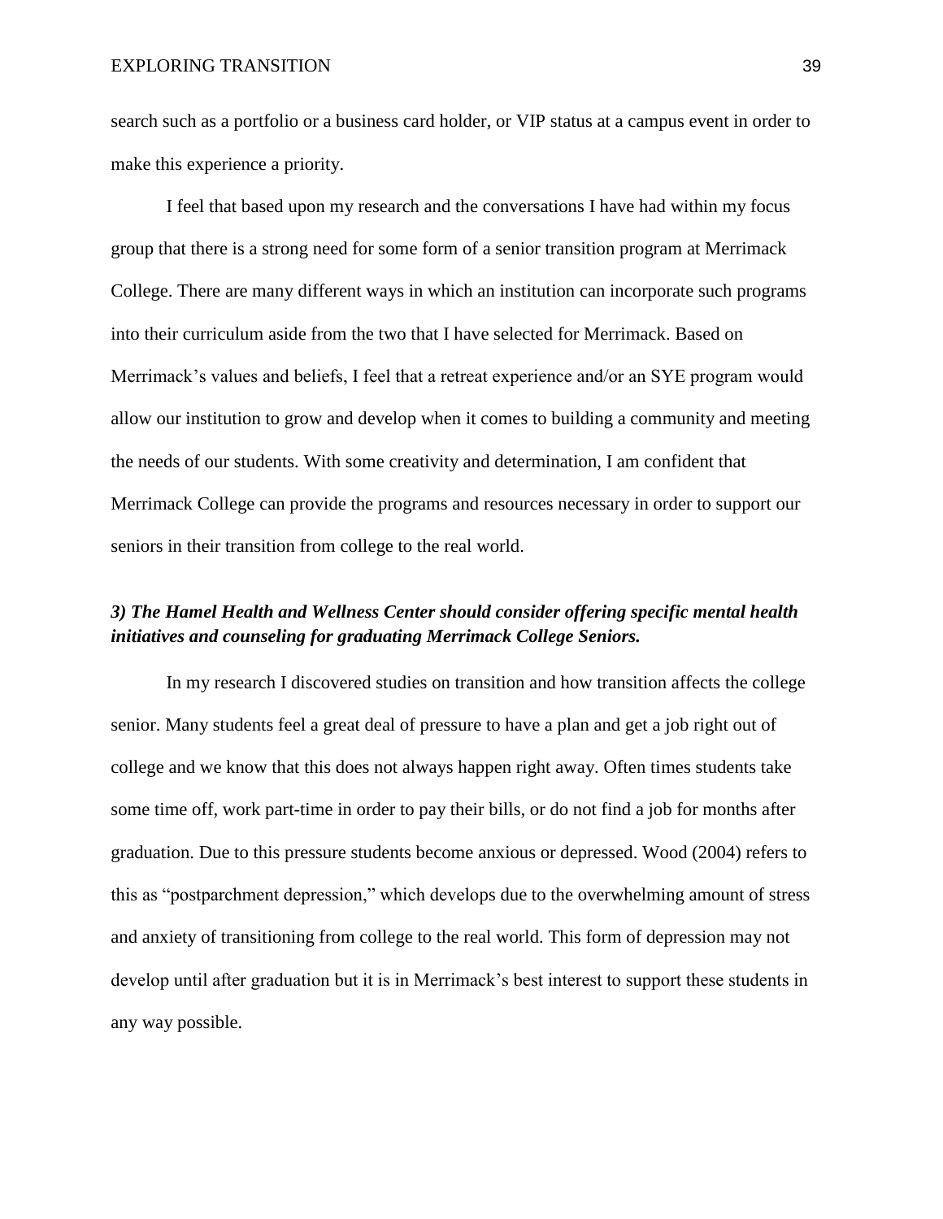search such as a portfolio or a business card holder, or VIP status at a campus event in order to make this experience a priority.

I feel that based upon my research and the conversations I have had within my focus group that there is a strong need for some form of a senior transition program at Merrimack College. There are many different ways in which an institution can incorporate such programs into their curriculum aside from the two that I have selected for Merrimack. Based on Merrimack's values and beliefs, I feel that a retreat experience and/or an SYE program would allow our institution to grow and develop when it comes to building a community and meeting the needs of our students. With some creativity and determination, I am confident that Merrimack College can provide the programs and resources necessary in order to support our seniors in their transition from college to the real world.

***3) The Hamel Health and Wellness Center should consider offering specific mental health initiatives and counseling for graduating Merrimack College Seniors.***

In my research I discovered studies on transition and how transition affects the college senior. Many students feel a great deal of pressure to have a plan and get a job right out of college and we know that this does not always happen right away. Often times students take some time off, work part-time in order to pay their bills, or do not find a job for months after graduation. Due to this pressure students become anxious or depressed. Wood (2004) refers to this as "postparchment depression," which develops due to the overwhelming amount of stress and anxiety of transitioning from college to the real world. This form of depression may not develop until after graduation but it is in Merrimack's best interest to support these students in any way possible.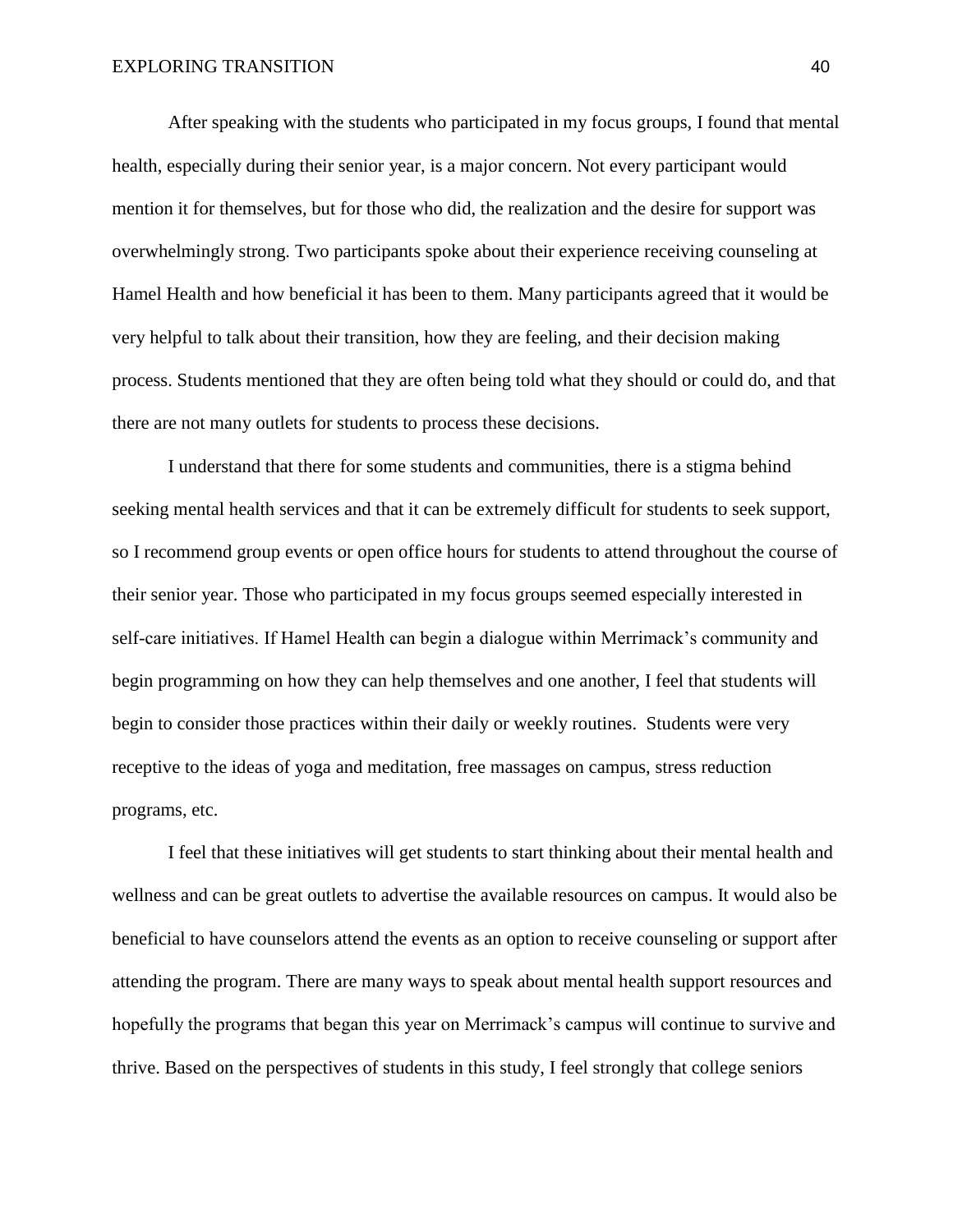After speaking with the students who participated in my focus groups, I found that mental health, especially during their senior year, is a major concern. Not every participant would mention it for themselves, but for those who did, the realization and the desire for support was overwhelmingly strong. Two participants spoke about their experience receiving counseling at Hamel Health and how beneficial it has been to them. Many participants agreed that it would be very helpful to talk about their transition, how they are feeling, and their decision making process. Students mentioned that they are often being told what they should or could do, and that there are not many outlets for students to process these decisions.

I understand that there for some students and communities, there is a stigma behind seeking mental health services and that it can be extremely difficult for students to seek support, so I recommend group events or open office hours for students to attend throughout the course of their senior year. Those who participated in my focus groups seemed especially interested in self-care initiatives. If Hamel Health can begin a dialogue within Merrimack's community and begin programming on how they can help themselves and one another, I feel that students will begin to consider those practices within their daily or weekly routines. Students were very receptive to the ideas of yoga and meditation, free massages on campus, stress reduction programs, etc.

I feel that these initiatives will get students to start thinking about their mental health and wellness and can be great outlets to advertise the available resources on campus. It would also be beneficial to have counselors attend the events as an option to receive counseling or support after attending the program. There are many ways to speak about mental health support resources and hopefully the programs that began this year on Merrimack's campus will continue to survive and thrive. Based on the perspectives of students in this study, I feel strongly that college seniors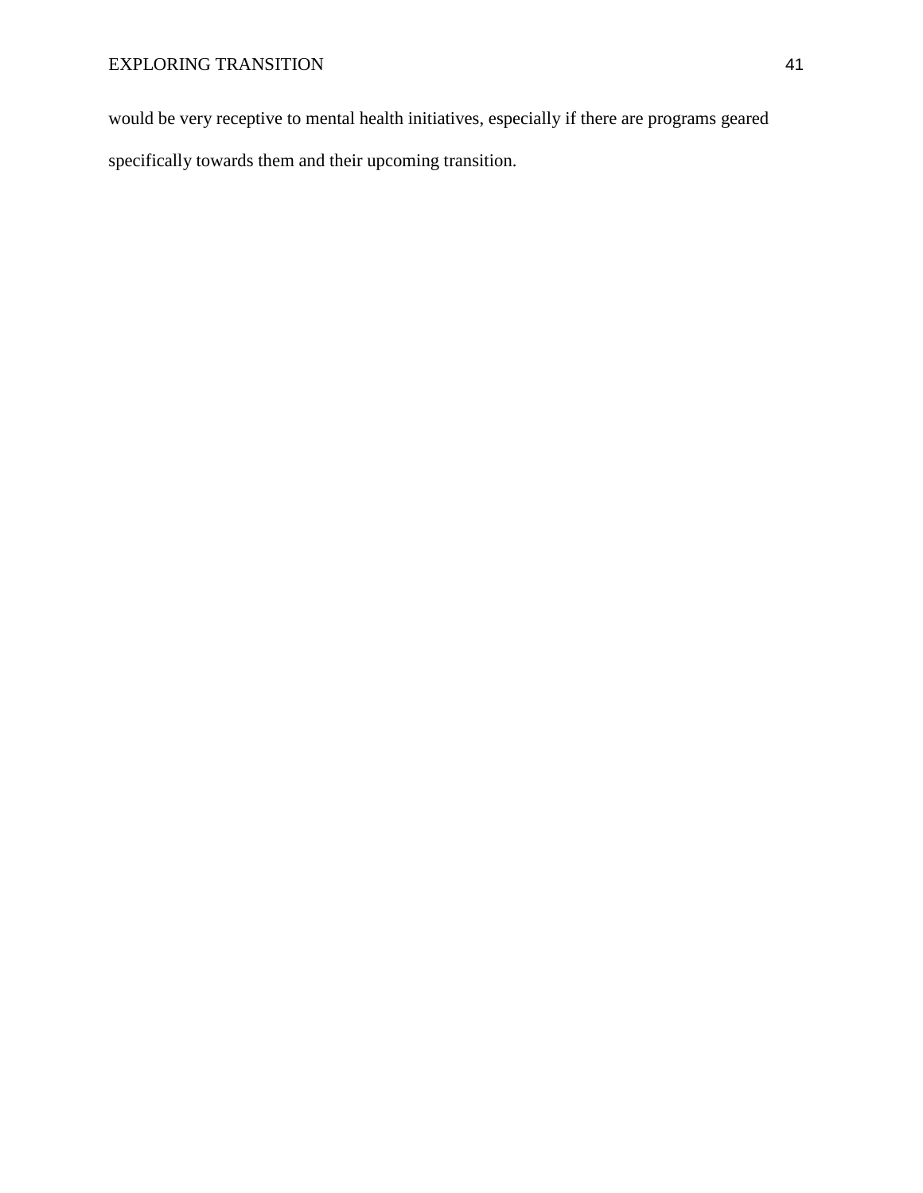would be very receptive to mental health initiatives, especially if there are programs geared specifically towards them and their upcoming transition.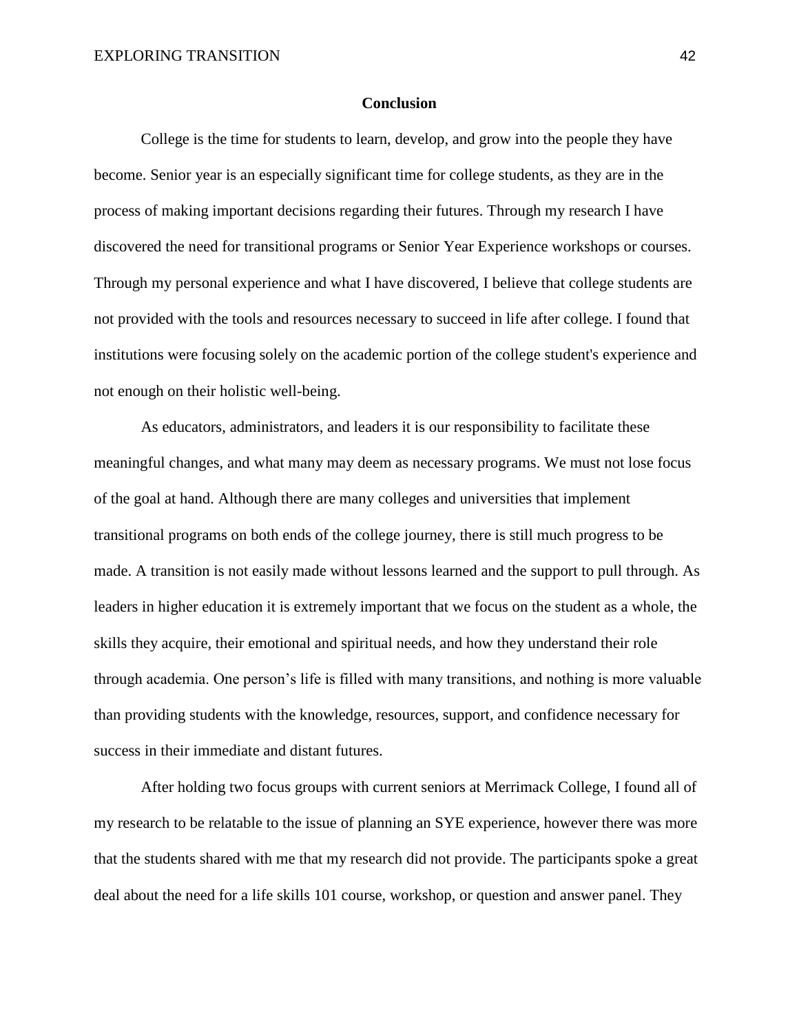## Conclusion

College is the time for students to learn, develop, and grow into the people they have become. Senior year is an especially significant time for college students, as they are in the process of making important decisions regarding their futures. Through my research I have discovered the need for transitional programs or Senior Year Experience workshops or courses. Through my personal experience and what I have discovered, I believe that college students are not provided with the tools and resources necessary to succeed in life after college. I found that institutions were focusing solely on the academic portion of the college student's experience and not enough on their holistic well-being.

As educators, administrators, and leaders it is our responsibility to facilitate these meaningful changes, and what many may deem as necessary programs. We must not lose focus of the goal at hand. Although there are many colleges and universities that implement transitional programs on both ends of the college journey, there is still much progress to be made. A transition is not easily made without lessons learned and the support to pull through. As leaders in higher education it is extremely important that we focus on the student as a whole, the skills they acquire, their emotional and spiritual needs, and how they understand their role through academia. One person's life is filled with many transitions, and nothing is more valuable than providing students with the knowledge, resources, support, and confidence necessary for success in their immediate and distant futures.

After holding two focus groups with current seniors at Merrimack College, I found all of my research to be relatable to the issue of planning an SYE experience, however there was more that the students shared with me that my research did not provide. The participants spoke a great deal about the need for a life skills 101 course, workshop, or question and answer panel. They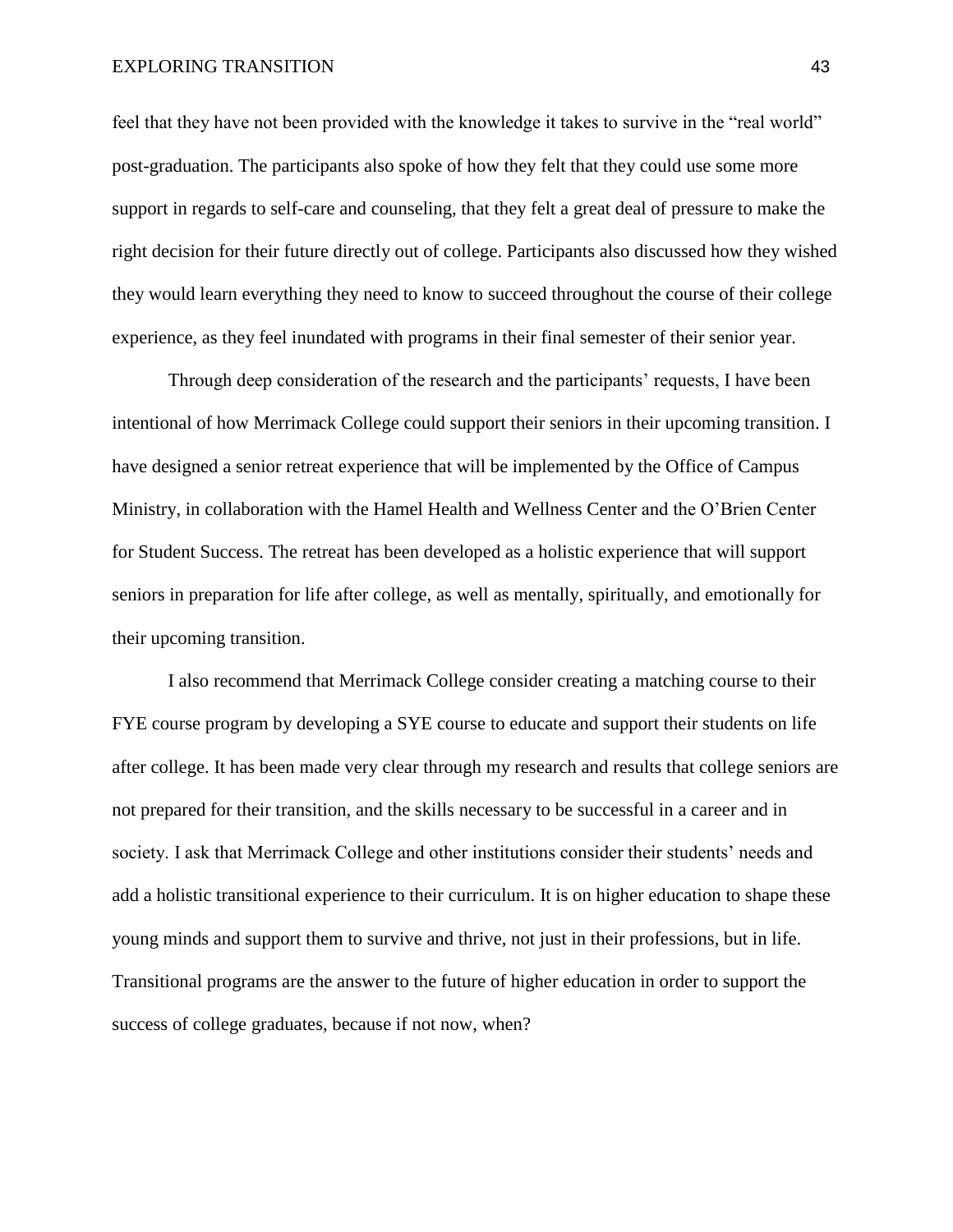feel that they have not been provided with the knowledge it takes to survive in the "real world" post-graduation. The participants also spoke of how they felt that they could use some more support in regards to self-care and counseling, that they felt a great deal of pressure to make the right decision for their future directly out of college. Participants also discussed how they wished they would learn everything they need to know to succeed throughout the course of their college experience, as they feel inundated with programs in their final semester of their senior year.

Through deep consideration of the research and the participants' requests, I have been intentional of how Merrimack College could support their seniors in their upcoming transition. I have designed a senior retreat experience that will be implemented by the Office of Campus Ministry, in collaboration with the Hamel Health and Wellness Center and the O'Brien Center for Student Success. The retreat has been developed as a holistic experience that will support seniors in preparation for life after college, as well as mentally, spiritually, and emotionally for their upcoming transition.

I also recommend that Merrimack College consider creating a matching course to their FYE course program by developing a SYE course to educate and support their students on life after college. It has been made very clear through my research and results that college seniors are not prepared for their transition, and the skills necessary to be successful in a career and in society. I ask that Merrimack College and other institutions consider their students' needs and add a holistic transitional experience to their curriculum. It is on higher education to shape these young minds and support them to survive and thrive, not just in their professions, but in life. Transitional programs are the answer to the future of higher education in order to support the success of college graduates, because if not now, when?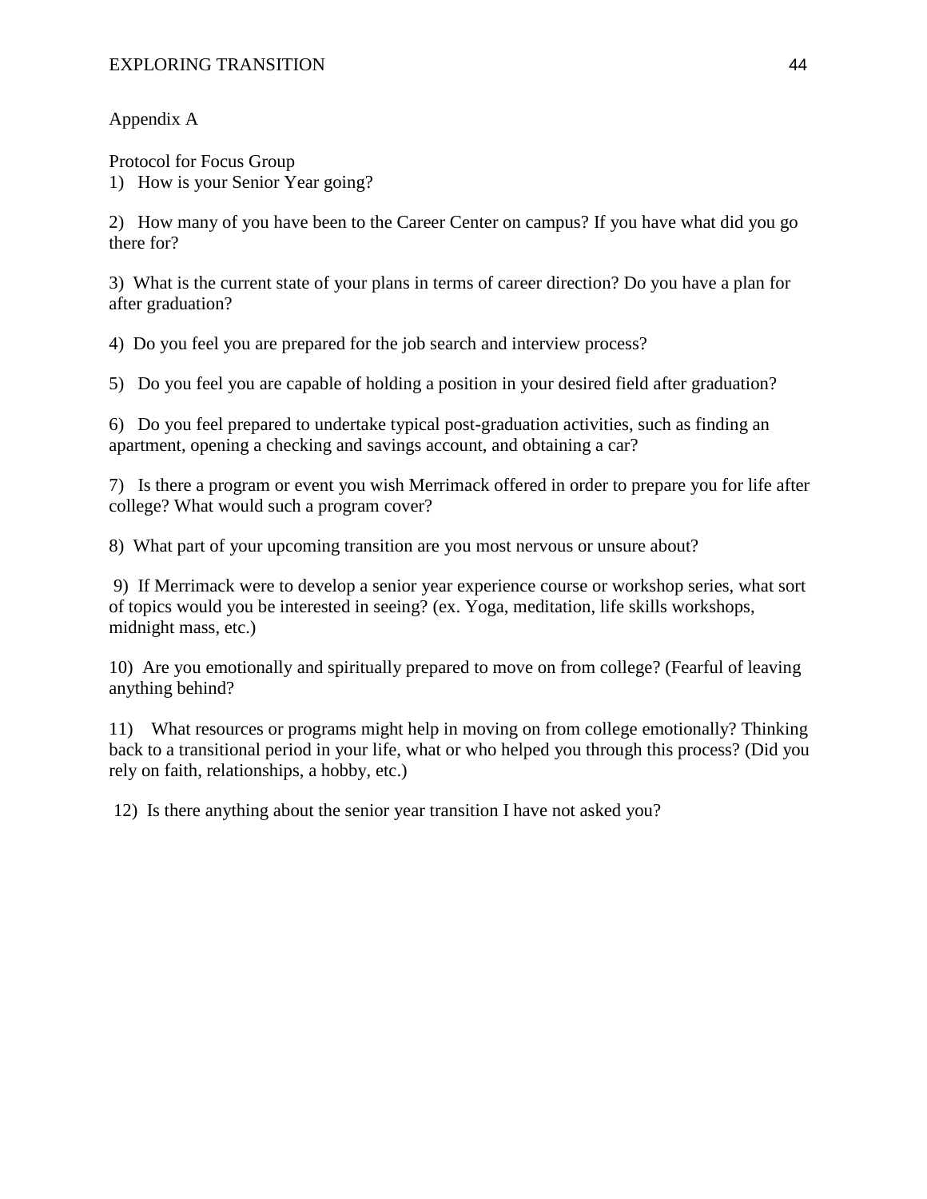Appendix A

Protocol for Focus Group

1) How is your Senior Year going?

2) How many of you have been to the Career Center on campus? If you have what did you go there for?

3) What is the current state of your plans in terms of career direction? Do you have a plan for after graduation?

4) Do you feel you are prepared for the job search and interview process?

5) Do you feel you are capable of holding a position in your desired field after graduation?

6) Do you feel prepared to undertake typical post-graduation activities, such as finding an apartment, opening a checking and savings account, and obtaining a car?

7) Is there a program or event you wish Merrimack offered in order to prepare you for life after college? What would such a program cover?

8) What part of your upcoming transition are you most nervous or unsure about?

9) If Merrimack were to develop a senior year experience course or workshop series, what sort of topics would you be interested in seeing? (ex. Yoga, meditation, life skills workshops, midnight mass, etc.)

10) Are you emotionally and spiritually prepared to move on from college? (Fearful of leaving anything behind?

11) What resources or programs might help in moving on from college emotionally? Thinking back to a transitional period in your life, what or who helped you through this process? (Did you rely on faith, relationships, a hobby, etc.)

12) Is there anything about the senior year transition I have not asked you?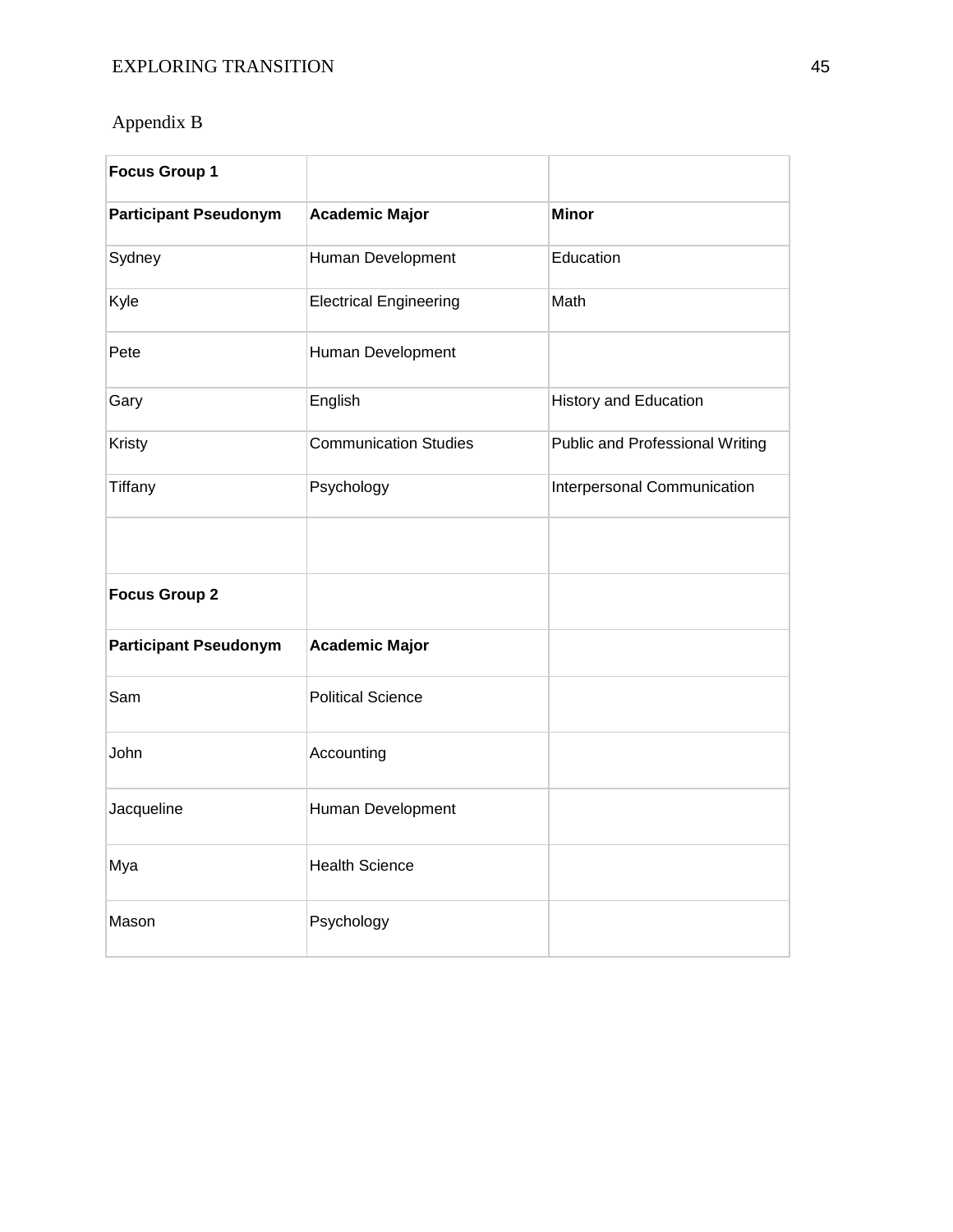Appendix B

| Focus Group 1 | | |
|---|---|---|
| **Participant Pseudonym** | **Academic Major** | **Minor** |
| Sydney | Human Development | Education |
| Kyle | Electrical Engineering | Math |
| Pete | Human Development | |
| Gary | English | History and Education |
| Kristy | Communication Studies | Public and Professional Writing |
| Tiffany | Psychology | Interpersonal Communication |
| | | |
| **Focus Group 2** | | |
| **Participant Pseudonym** | **Academic Major** | |
| Sam | Political Science | |
| John | Accounting | |
| Jacqueline | Human Development | |
| Mya | Health Science | |
| Mason | Psychology | |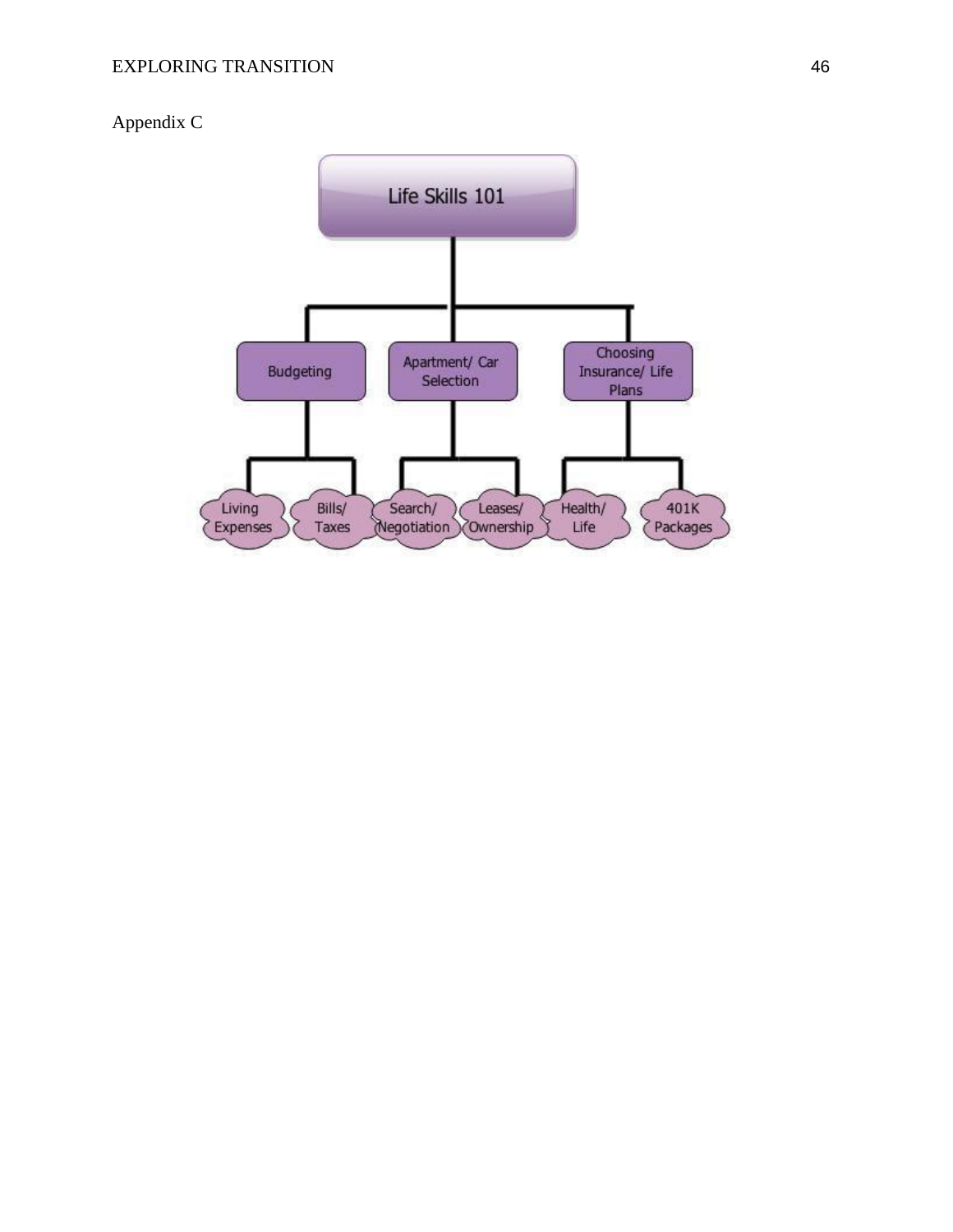Appendix C

Life Skills 101

- Budgeting
  - Living Expenses
  - Bills/ Taxes
- Apartment/ Car Selection
  - Search/ Negotiation
  - Leases/ Ownership
- Choosing Insurance/ Life Plans
  - Health/ Life
  - 401K Packages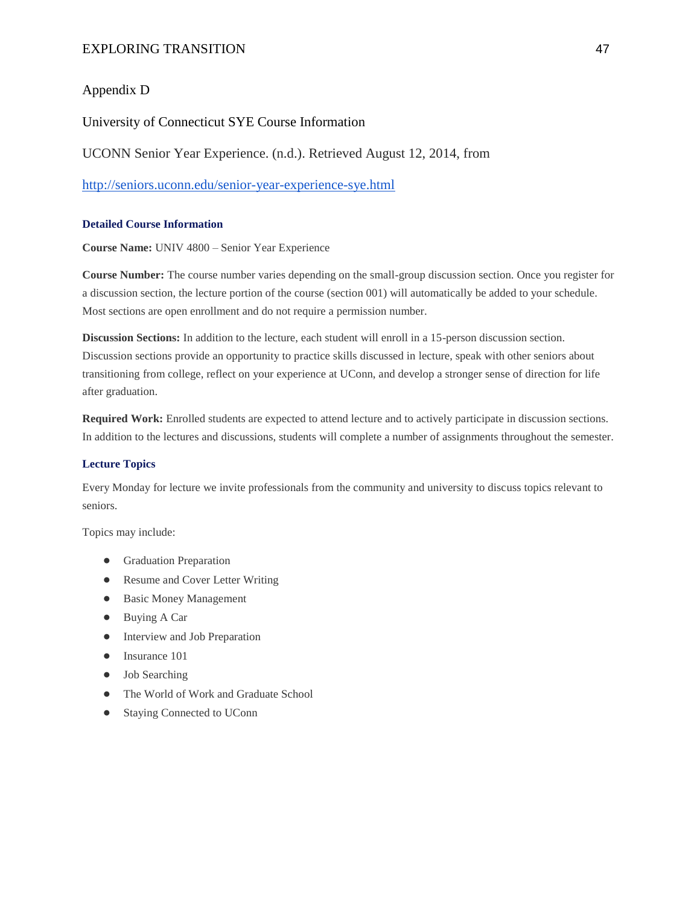Appendix D

University of Connecticut SYE Course Information

UCONN Senior Year Experience. (n.d.). Retrieved August 12, 2014, from

http://seniors.uconn.edu/senior-year-experience-sye.html

### Detailed Course Information

**Course Name:** UNIV 4800 – Senior Year Experience

**Course Number:** The course number varies depending on the small-group discussion section. Once you register for a discussion section, the lecture portion of the course (section 001) will automatically be added to your schedule. Most sections are open enrollment and do not require a permission number.

**Discussion Sections:** In addition to the lecture, each student will enroll in a 15-person discussion section. Discussion sections provide an opportunity to practice skills discussed in lecture, speak with other seniors about transitioning from college, reflect on your experience at UConn, and develop a stronger sense of direction for life after graduation.

**Required Work:** Enrolled students are expected to attend lecture and to actively participate in discussion sections. In addition to the lectures and discussions, students will complete a number of assignments throughout the semester.

### Lecture Topics

Every Monday for lecture we invite professionals from the community and university to discuss topics relevant to seniors.

Topics may include:

- Graduation Preparation
- Resume and Cover Letter Writing
- Basic Money Management
- Buying A Car
- Interview and Job Preparation
- Insurance 101
- Job Searching
- The World of Work and Graduate School
- Staying Connected to UConn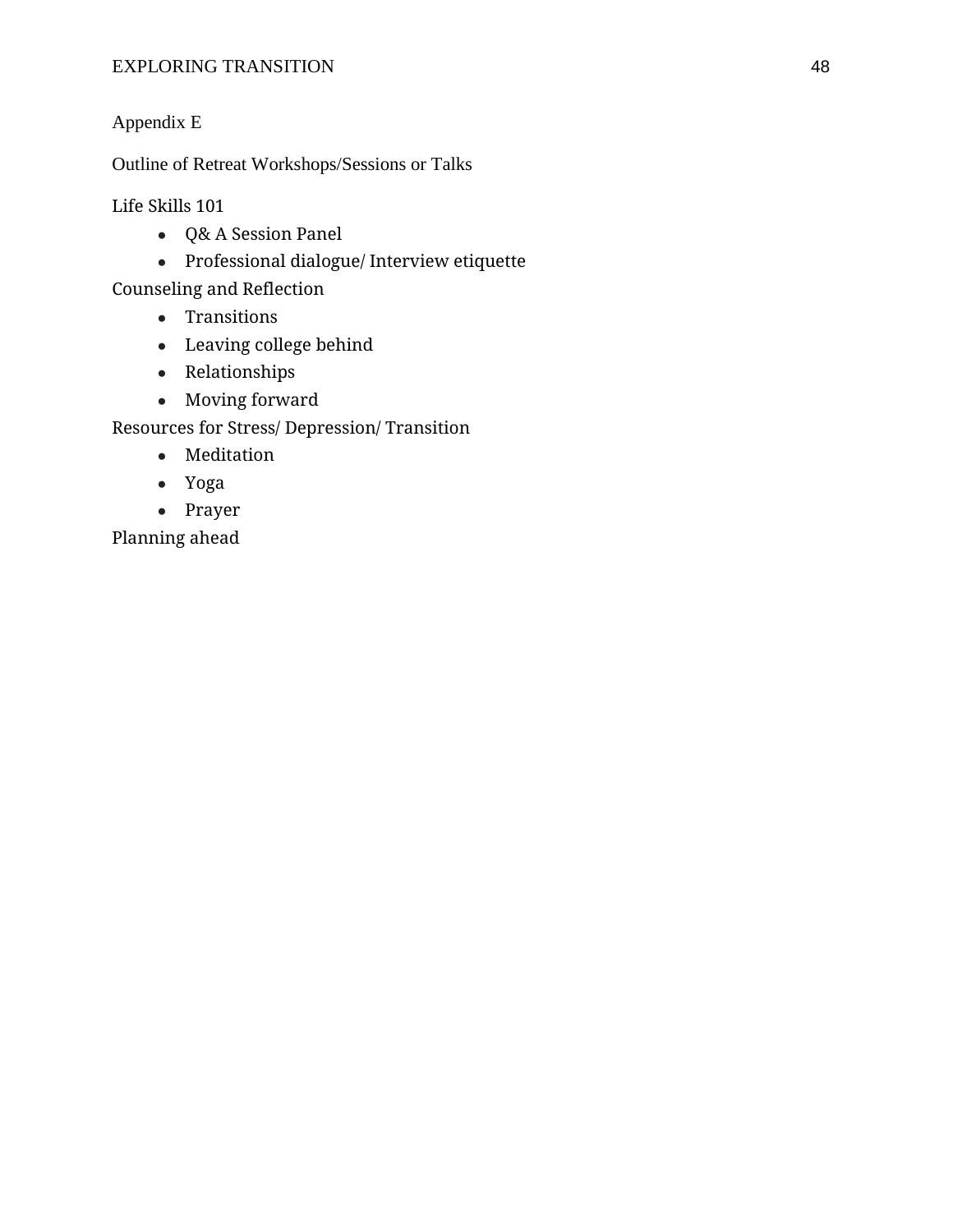Appendix E

Outline of Retreat Workshops/Sessions or Talks

Life Skills 101

- Q& A Session Panel
- Professional dialogue/ Interview etiquette

Counseling and Reflection

- Transitions
- Leaving college behind
- Relationships
- Moving forward

Resources for Stress/ Depression/ Transition

- Meditation
- Yoga
- Prayer

Planning ahead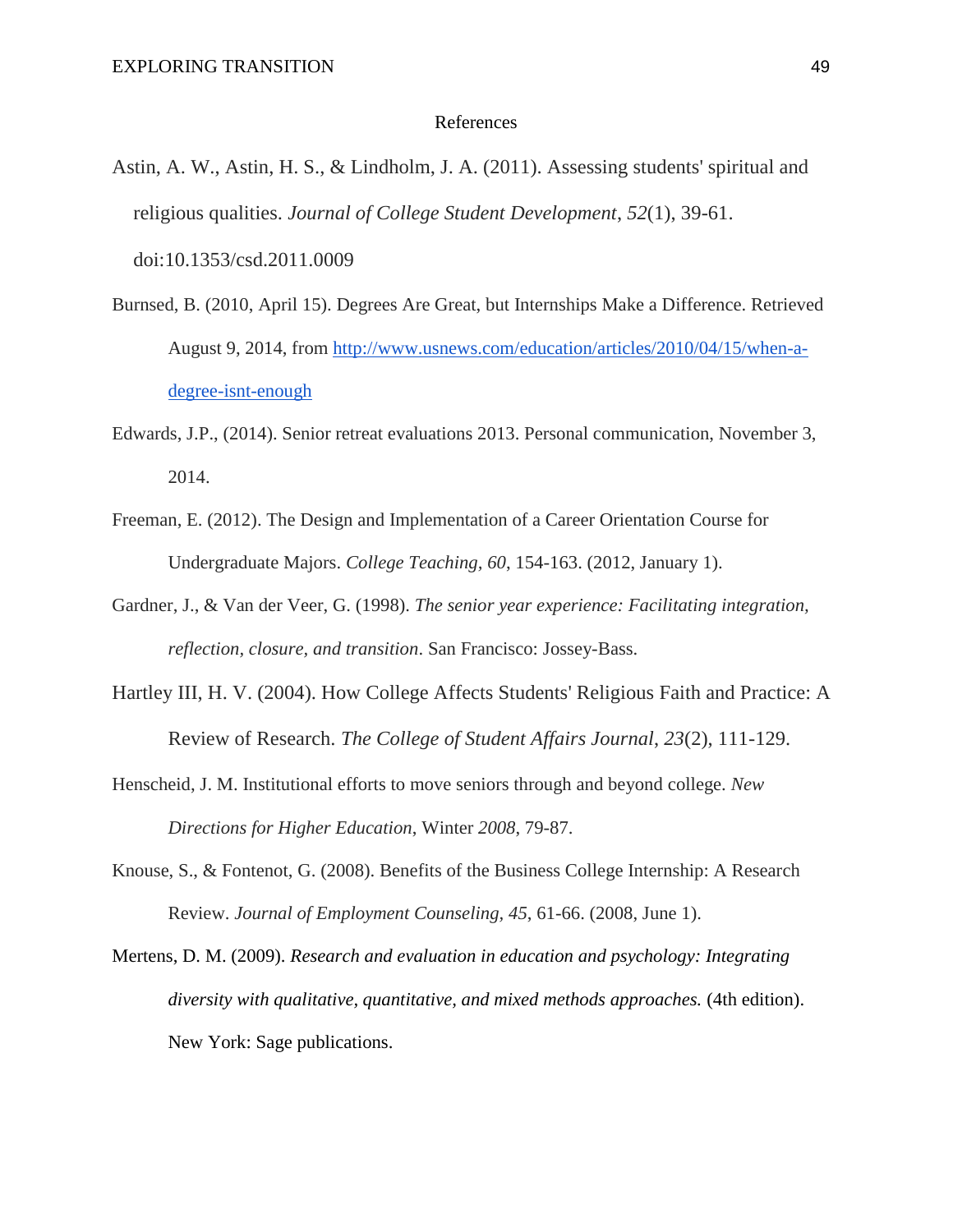# References

Astin, A. W., Astin, H. S., & Lindholm, J. A. (2011). Assessing students' spiritual and religious qualities. *Journal of College Student Development*, *52*(1), 39-61. doi:10.1353/csd.2011.0009

Burnsed, B. (2010, April 15). Degrees Are Great, but Internships Make a Difference. Retrieved August 9, 2014, from http://www.usnews.com/education/articles/2010/04/15/when-a-degree-isnt-enough

Edwards, J.P., (2014). Senior retreat evaluations 2013. Personal communication, November 3, 2014.

Freeman, E. (2012). The Design and Implementation of a Career Orientation Course for Undergraduate Majors. *College Teaching*, *60*, 154-163. (2012, January 1).

Gardner, J., & Van der Veer, G. (1998). *The senior year experience: Facilitating integration, reflection, closure, and transition*. San Francisco: Jossey-Bass.

Hartley III, H. V. (2004). How College Affects Students' Religious Faith and Practice: A Review of Research. *The College of Student Affairs Journal*, *23*(2), 111-129.

Henscheid, J. M. Institutional efforts to move seniors through and beyond college. *New Directions for Higher Education*, Winter *2008*, 79-87.

Knouse, S., & Fontenot, G. (2008). Benefits of the Business College Internship: A Research Review. *Journal of Employment Counseling*, *45*, 61-66. (2008, June 1).

Mertens, D. M. (2009). *Research and evaluation in education and psychology: Integrating diversity with qualitative, quantitative, and mixed methods approaches.* (4th edition). New York: Sage publications.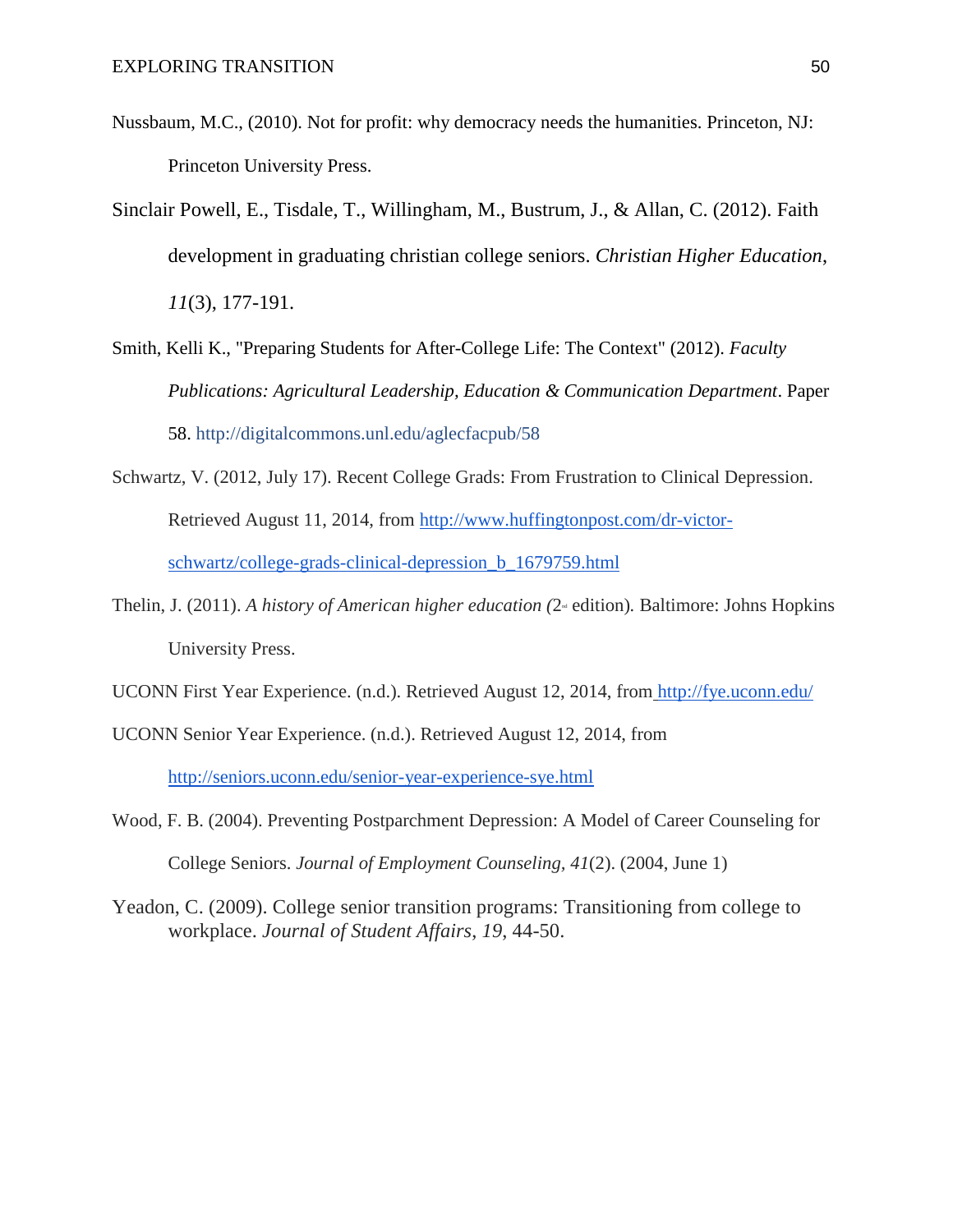Nussbaum, M.C., (2010). Not for profit: why democracy needs the humanities. Princeton, NJ: Princeton University Press.

Sinclair Powell, E., Tisdale, T., Willingham, M., Bustrum, J., & Allan, C. (2012). Faith development in graduating christian college seniors. *Christian Higher Education*, *11*(3), 177-191.

Smith, Kelli K., "Preparing Students for After-College Life: The Context" (2012). *Faculty Publications: Agricultural Leadership, Education & Communication Department*. Paper 58. http://digitalcommons.unl.edu/aglecfacpub/58

Schwartz, V. (2012, July 17). Recent College Grads: From Frustration to Clinical Depression. Retrieved August 11, 2014, from http://www.huffingtonpost.com/dr-victor-schwartz/college-grads-clinical-depression_b_1679759.html

Thelin, J. (2011). *A history of American higher education (*2nd edition). Baltimore: Johns Hopkins University Press.

UCONN First Year Experience. (n.d.). Retrieved August 12, 2014, from http://fye.uconn.edu/

UCONN Senior Year Experience. (n.d.). Retrieved August 12, 2014, from http://seniors.uconn.edu/senior-year-experience-sye.html

Wood, F. B. (2004). Preventing Postparchment Depression: A Model of Career Counseling for College Seniors. *Journal of Employment Counseling, 41*(2). (2004, June 1)

Yeadon, C. (2009). College senior transition programs: Transitioning from college to workplace. *Journal of Student Affairs*, *19*, 44-50.